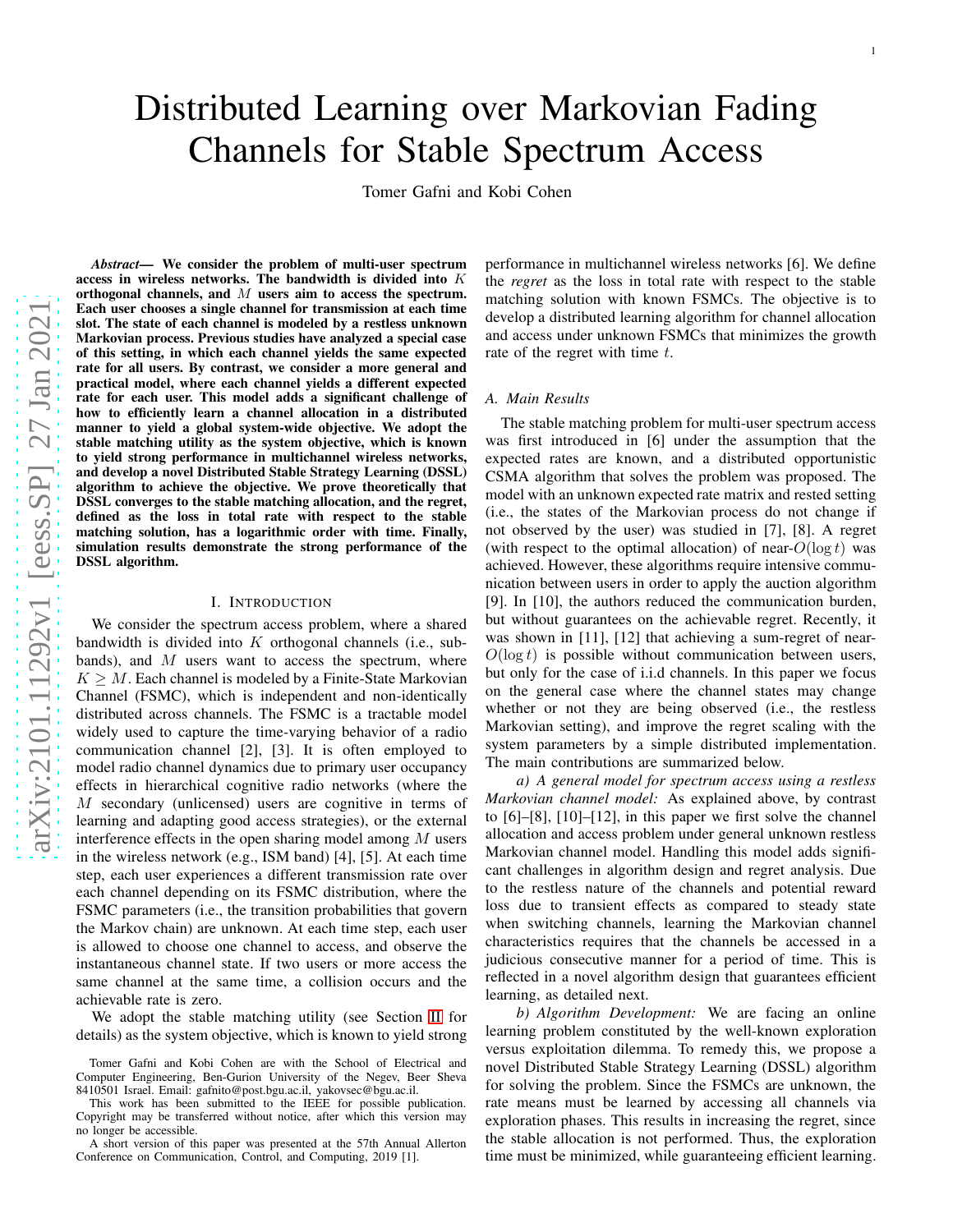# Distributed Learning over Markovian Fading Channels for Stable Spectrum Access

Tomer Gafni and Kobi Cohen

***Abstract*— We consider the problem of multi-user spectrum access in wireless networks. The bandwidth is divided into $K$ orthogonal channels, and $M$ users aim to access the spectrum. Each user chooses a single channel for transmission at each time slot. The state of each channel is modeled by a restless unknown Markovian process. Previous studies have analyzed a special case of this setting, in which each channel yields the same expected rate for all users. By contrast, we consider a more general and practical model, where each channel yields a different expected rate for each user. This model adds a significant challenge of how to efficiently learn a channel allocation in a distributed manner to yield a global system-wide objective. We adopt the stable matching utility as the system objective, which is known to yield strong performance in multichannel wireless networks, and develop a novel Distributed Stable Strategy Learning (DSSL) algorithm to achieve the objective. We prove theoretically that DSSL converges to the stable matching allocation, and the regret, defined as the loss in total rate with respect to the stable matching solution, has a logarithmic order with time. Finally, simulation results demonstrate the strong performance of the DSSL algorithm.**

## I. Introduction

We consider the spectrum access problem, where a shared bandwidth is divided into $K$ orthogonal channels (i.e., sub-bands), and $M$ users want to access the spectrum, where $K \geq M$. Each channel is modeled by a Finite-State Markovian Channel (FSMC), which is independent and non-identically distributed across channels. The FSMC is a tractable model widely used to capture the time-varying behavior of a radio communication channel [2], [3]. It is often employed to model radio channel dynamics due to primary user occupancy effects in hierarchical cognitive radio networks (where the $M$ secondary (unlicensed) users are cognitive in terms of learning and adapting good access strategies), or the external interference effects in the open sharing model among $M$ users in the wireless network (e.g., ISM band) [4], [5]. At each time step, each user experiences a different transmission rate over each channel depending on its FSMC distribution, where the FSMC parameters (i.e., the transition probabilities that govern the Markov chain) are unknown. At each time step, each user is allowed to choose one channel to access, and observe the instantaneous channel state. If two users or more access the same channel at the same time, a collision occurs and the achievable rate is zero.

We adopt the stable matching utility (see Section II for details) as the system objective, which is known to yield strong performance in multichannel wireless networks [6]. We define the *regret* as the loss in total rate with respect to the stable matching solution with known FSMCs. The objective is to develop a distributed learning algorithm for channel allocation and access under unknown FSMCs that minimizes the growth rate of the regret with time $t$.

### A. Main Results

The stable matching problem for multi-user spectrum access was first introduced in [6] under the assumption that the expected rates are known, and a distributed opportunistic CSMA algorithm that solves the problem was proposed. The model with an unknown expected rate matrix and rested setting (i.e., the states of the Markovian process do not change if not observed by the user) was studied in [7], [8]. A regret (with respect to the optimal allocation) of near-$O(\log t)$ was achieved. However, these algorithms require intensive communication between users in order to apply the auction algorithm [9]. In [10], the authors reduced the communication burden, but without guarantees on the achievable regret. Recently, it was shown in [11], [12] that achieving a sum-regret of near-$O(\log t)$ is possible without communication between users, but only for the case of i.i.d channels. In this paper we focus on the general case where the channel states may change whether or not they are being observed (i.e., the restless Markovian setting), and improve the regret scaling with the system parameters by a simple distributed implementation. The main contributions are summarized below.

*a) A general model for spectrum access using a restless Markovian channel model:* As explained above, by contrast to [6]–[8], [10]–[12], in this paper we first solve the channel allocation and access problem under general unknown restless Markovian channel model. Handling this model adds significant challenges in algorithm design and regret analysis. Due to the restless nature of the channels and potential reward loss due to transient effects as compared to steady state when switching channels, learning the Markovian channel characteristics requires that the channels be accessed in a judicious consecutive manner for a period of time. This is reflected in a novel algorithm design that guarantees efficient learning, as detailed next.

*b) Algorithm Development:* We are facing an online learning problem constituted by the well-known exploration versus exploitation dilemma. To remedy this, we propose a novel Distributed Stable Strategy Learning (DSSL) algorithm for solving the problem. Since the FSMCs are unknown, the rate means must be learned by accessing all channels via exploration phases. This results in increasing the regret, since the stable allocation is not performed. Thus, the exploration time must be minimized, while guaranteeing efficient learning.

Tomer Gafni and Kobi Cohen are with the School of Electrical and Computer Engineering, Ben-Gurion University of the Negev, Beer Sheva 8410501 Israel. Email: gafnito@post.bgu.ac.il, yakovsec@bgu.ac.il.

This work has been submitted to the IEEE for possible publication. Copyright may be transferred without notice, after which this version may no longer be accessible.

A short version of this paper was presented at the 57th Annual Allerton Conference on Communication, Control, and Computing, 2019 [1].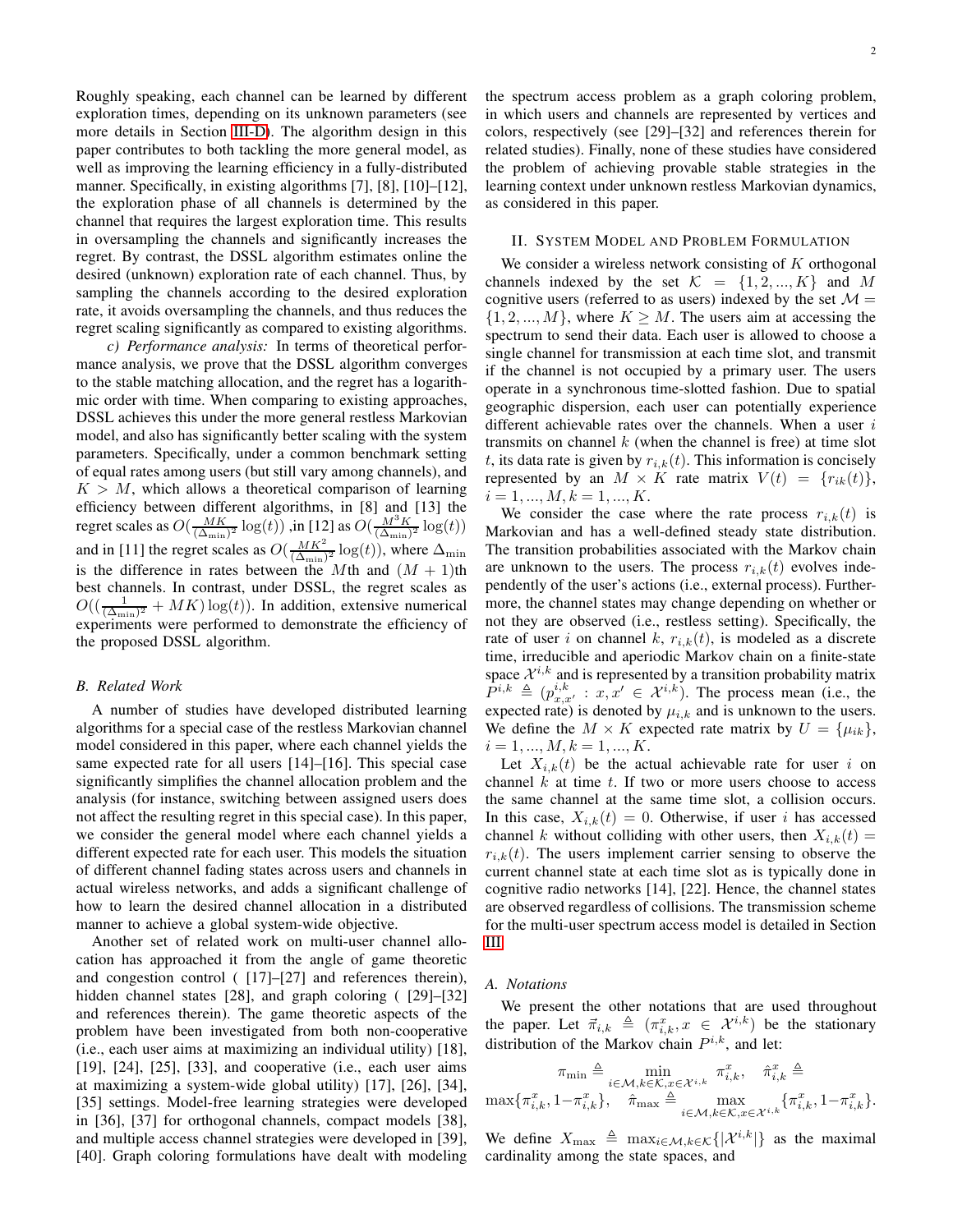Roughly speaking, each channel can be learned by different exploration times, depending on its unknown parameters (see more details in Section III-D). The algorithm design in this paper contributes to both tackling the more general model, as well as improving the learning efficiency in a fully-distributed manner. Specifically, in existing algorithms [7], [8], [10]–[12], the exploration phase of all channels is determined by the channel that requires the largest exploration time. This results in oversampling the channels and significantly increases the regret. By contrast, the DSSL algorithm estimates online the desired (unknown) exploration rate of each channel. Thus, by sampling the channels according to the desired exploration rate, it avoids oversampling the channels, and thus reduces the regret scaling significantly as compared to existing algorithms.

*c) Performance analysis:* In terms of theoretical performance analysis, we prove that the DSSL algorithm converges to the stable matching allocation, and the regret has a logarithmic order with time. When comparing to existing approaches, DSSL achieves this under the more general restless Markovian model, and also has significantly better scaling with the system parameters. Specifically, under a common benchmark setting of equal rates among users (but still vary among channels), and $K > M$, which allows a theoretical comparison of learning efficiency between different algorithms, in [8] and [13] the regret scales as $O(\frac{MK}{(\Delta_{\min})^2}\log(t))$ ,in [12] as $O(\frac{M^3K}{(\Delta_{\min})^2}\log(t))$ and in [11] the regret scales as $O(\frac{MK^2}{(\Delta_{\min})^2}\log(t))$, where $\Delta_{\min}$ is the difference in rates between the $M$th and $(M+1)$th best channels. In contrast, under DSSL, the regret scales as $O((\frac{1}{(\Delta_{\min})^2} + MK)\log(t))$. In addition, extensive numerical experiments were performed to demonstrate the efficiency of the proposed DSSL algorithm.

### B. Related Work

A number of studies have developed distributed learning algorithms for a special case of the restless Markovian channel model considered in this paper, where each channel yields the same expected rate for all users [14]–[16]. This special case significantly simplifies the channel allocation problem and the analysis (for instance, switching between assigned users does not affect the resulting regret in this special case). In this paper, we consider the general model where each channel yields a different expected rate for each user. This models the situation of different channel fading states across users and channels in actual wireless networks, and adds a significant challenge of how to learn the desired channel allocation in a distributed manner to achieve a global system-wide objective.

Another set of related work on multi-user channel allocation has approached it from the angle of game theoretic and congestion control ( [17]–[27] and references therein), hidden channel states [28], and graph coloring ( [29]–[32] and references therein). The game theoretic aspects of the problem have been investigated from both non-cooperative (i.e., each user aims at maximizing an individual utility) [18], [19], [24], [25], [33], and cooperative (i.e., each user aims at maximizing a system-wide global utility) [17], [26], [34], [35] settings. Model-free learning strategies were developed in [36], [37] for orthogonal channels, compact models [38], and multiple access channel strategies were developed in [39], [40]. Graph coloring formulations have dealt with modeling the spectrum access problem as a graph coloring problem, in which users and channels are represented by vertices and colors, respectively (see [29]–[32] and references therein for related studies). Finally, none of these studies have considered the problem of achieving provable stable strategies in the learning context under unknown restless Markovian dynamics, as considered in this paper.

## II. System Model and Problem Formulation

We consider a wireless network consisting of $K$ orthogonal channels indexed by the set $\mathcal{K} = \{1, 2, ..., K\}$ and $M$ cognitive users (referred to as users) indexed by the set $\mathcal{M} = \{1, 2, ..., M\}$, where $K \geq M$. The users aim at accessing the spectrum to send their data. Each user is allowed to choose a single channel for transmission at each time slot, and transmit if the channel is not occupied by a primary user. The users operate in a synchronous time-slotted fashion. Due to spatial geographic dispersion, each user can potentially experience different achievable rates over the channels. When a user $i$ transmits on channel $k$ (when the channel is free) at time slot $t$, its data rate is given by $r_{i,k}(t)$. This information is concisely represented by an $M \times K$ rate matrix $V(t) = \{r_{ik}(t)\}$, $i = 1, ..., M, k = 1, ..., K$.

We consider the case where the rate process $r_{i,k}(t)$ is Markovian and has a well-defined steady state distribution. The transition probabilities associated with the Markov chain are unknown to the users. The process $r_{i,k}(t)$ evolves independently of the user's actions (i.e., external process). Furthermore, the channel states may change depending on whether or not they are observed (i.e., restless setting). Specifically, the rate of user $i$ on channel $k$, $r_{i,k}(t)$, is modeled as a discrete time, irreducible and aperiodic Markov chain on a finite-state space $\mathcal{X}^{i,k}$ and is represented by a transition probability matrix $P^{i,k} \triangleq (p^{i,k}_{x,x'} : x, x' \in \mathcal{X}^{i,k})$. The process mean (i.e., the expected rate) is denoted by $\mu_{i,k}$ and is unknown to the users. We define the $M \times K$ expected rate matrix by $U = \{\mu_{ik}\}$, $i = 1, ..., M, k = 1, ..., K$.

Let $X_{i,k}(t)$ be the actual achievable rate for user $i$ on channel $k$ at time $t$. If two or more users choose to access the same channel at the same time slot, a collision occurs. In this case, $X_{i,k}(t) = 0$. Otherwise, if user $i$ has accessed channel $k$ without colliding with other users, then $X_{i,k}(t) = r_{i,k}(t)$. The users implement carrier sensing to observe the current channel state at each time slot as is typically done in cognitive radio networks [14], [22]. Hence, the channel states are observed regardless of collisions. The transmission scheme for the multi-user spectrum access model is detailed in Section III.

### A. Notations

We present the other notations that are used throughout the paper. Let $\vec{\pi}_{i,k} \triangleq (\pi^x_{i,k}, x \in \mathcal{X}^{i,k})$ be the stationary distribution of the Markov chain $P^{i,k}$, and let:

$$\pi_{\min} \triangleq \min_{i \in \mathcal{M}, k \in \mathcal{K}, x \in \mathcal{X}^{i,k}} \pi^x_{i,k}, \quad \hat{\pi}^x_{i,k} \triangleq \max\{\pi^x_{i,k}, 1-\pi^x_{i,k}\}, \quad \hat{\pi}_{\max} \triangleq \max_{i \in \mathcal{M}, k \in \mathcal{K}, x \in \mathcal{X}^{i,k}} \{\pi^x_{i,k}, 1-\pi^x_{i,k}\}.$$

We define $X_{\max} \triangleq \max_{i \in \mathcal{M}, k \in \mathcal{K}} \{|\mathcal{X}^{i,k}|\}$ as the maximal cardinality among the state spaces, and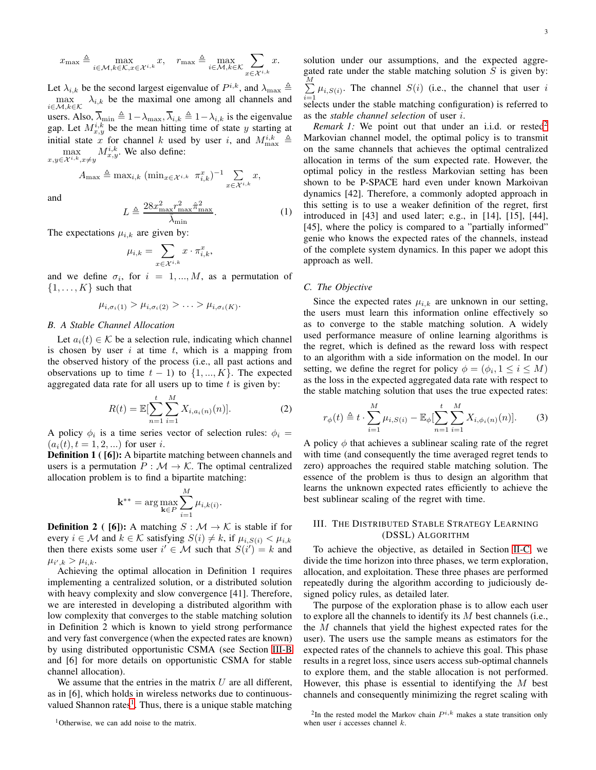$$x_{\max} \triangleq \max_{i\in\mathcal{M},k\in\mathcal{K},x\in\mathcal{X}^{i,k}} x, \quad r_{\max} \triangleq \max_{i\in\mathcal{M},k\in\mathcal{K}} \sum_{x\in\mathcal{X}^{i,k}} x.$$

Let $\lambda_{i,k}$ be the second largest eigenvalue of $P^{i,k}$, and $\lambda_{\max} \triangleq \max_{i\in\mathcal{M},k\in\mathcal{K}} \lambda_{i,k}$ be the maximal one among all channels and users. Also, $\overline{\lambda}_{\min} \triangleq 1-\lambda_{\max}, \overline{\lambda}_{i,k} \triangleq 1-\lambda_{i,k}$ is the eigenvalue gap. Let $M_{x,y}^{i,k}$ be the mean hitting time of state $y$ starting at initial state $x$ for channel $k$ used by user $i$, and $M_{\max}^{i,k} \triangleq \max_{x,y\in\mathcal{X}^{i,k},x\neq y} M_{x,y}^{i,k}$. We also define:

$$A_{\max} \triangleq \max_{i,k} \left(\min_{x\in\mathcal{X}^{i,k}} \pi_{i,k}^{x}\right)^{-1} \sum_{x\in\mathcal{X}^{i,k}} x,$$

and

$$L \triangleq \frac{28 x_{\max}^2 r_{\max}^2 \hat{\pi}_{\max}^2}{\overline{\lambda}_{\min}}. \tag{1}$$

The expectations $\mu_{i,k}$ are given by:

$$\mu_{i,k} = \sum_{x\in\mathcal{X}^{i,k}} x \cdot \pi_{i,k}^{x},$$

and we define $\sigma_i$, for $i = 1, ..., M$, as a permutation of $\{1, \dots, K\}$ such that

$$\mu_{i,\sigma_i(1)} > \mu_{i,\sigma_i(2)} > \dots > \mu_{i,\sigma_i(K)}.$$

### B. A Stable Channel Allocation

Let $a_i(t) \in \mathcal{K}$ be a selection rule, indicating which channel is chosen by user $i$ at time $t$, which is a mapping from the observed history of the process (i.e., all past actions and observations up to time $t-1$) to $\{1, ..., K\}$. The expected aggregated data rate for all users up to time $t$ is given by:

$$R(t) = \mathbb{E}[\sum_{n=1}^{t}\sum_{i=1}^{M} X_{i,a_i(n)}(n)]. \tag{2}$$

A policy $\phi_i$ is a time series vector of selection rules: $\phi_i = (a_i(t), t = 1, 2, ...)$ for user $i$.

**Definition 1 ( [6]):** A bipartite matching between channels and users is a permutation $P : \mathcal{M} \to \mathcal{K}$. The optimal centralized allocation problem is to find a bipartite matching:

$$\mathbf{k}^{**} = \arg\max_{\mathbf{k}\in P} \sum_{i=1}^{M} \mu_{i,k(i)}.$$

**Definition 2 ( [6]):** A matching $S : \mathcal{M} \to \mathcal{K}$ is stable if for every $i \in \mathcal{M}$ and $k \in \mathcal{K}$ satisfying $S(i) \neq k$, if $\mu_{i,S(i)} < \mu_{i,k}$ then there exists some user $i' \in \mathcal{M}$ such that $S(i') = k$ and $\mu_{i',k} > \mu_{i,k}$.

Achieving the optimal allocation in Definition 1 requires implementing a centralized solution, or a distributed solution with heavy complexity and slow convergence [41]. Therefore, we are interested in developing a distributed algorithm with low complexity that converges to the stable matching solution in Definition 2 which is known to yield strong performance and very fast convergence (when the expected rates are known) by using distributed opportunistic CSMA (see Section III-B and [6] for more details on opportunistic CSMA for stable channel allocation).

We assume that the entries in the matrix $U$ are all different, as in [6], which holds in wireless networks due to continuous-valued Shannon rates[1]. Thus, there is a unique stable matching solution under our assumptions, and the expected aggregated rate under the stable matching solution $S$ is given by: $\sum_{i=1}^{M} \mu_{i,S(i)}$. The channel $S(i)$ (i.e., the channel that user $i$ selects under the stable matching configuration) is referred to as the *stable channel selection* of user $i$.

*Remark 1:* We point out that under an i.i.d. or rested[2] Markovian channel model, the optimal policy is to transmit on the same channels that achieves the optimal centralized allocation in terms of the sum expected rate. However, the optimal policy in the restless Markovian setting has been shown to be P-SPACE hard even under known Markoivan dynamics [42]. Therefore, a commonly adopted approach in this setting is to use a weaker definition of the regret, first introduced in [43] and used later; e.g., in [14], [15], [44], [45], where the policy is compared to a "partially informed" genie who knows the expected rates of the channels, instead of the complete system dynamics. In this paper we adopt this approach as well.

### C. The Objective

Since the expected rates $\mu_{i,k}$ are unknown in our setting, the users must learn this information online effectively so as to converge to the stable matching solution. A widely used performance measure of online learning algorithms is the regret, which is defined as the reward loss with respect to an algorithm with a side information on the model. In our setting, we define the regret for policy $\phi = (\phi_i, 1 \leq i \leq M)$ as the loss in the expected aggregated data rate with respect to the stable matching solution that uses the true expected rates:

$$r_{\phi}(t) \triangleq t \cdot \sum_{i=1}^{M} \mu_{i,S(i)} - \mathbb{E}_{\phi}[\sum_{n=1}^{t}\sum_{i=1}^{M} X_{i,\phi_i(n)}(n)]. \tag{3}$$

A policy $\phi$ that achieves a sublinear scaling rate of the regret with time (and consequently the time averaged regret tends to zero) approaches the required stable matching solution. The essence of the problem is thus to design an algorithm that learns the unknown expected rates efficiently to achieve the best sublinear scaling of the regret with time.

## III. The Distributed Stable Strategy Learning (DSSL) Algorithm

To achieve the objective, as detailed in Section II-C, we divide the time horizon into three phases, we term exploration, allocation, and exploitation. These three phases are performed repeatedly during the algorithm according to judiciously designed policy rules, as detailed later.

The purpose of the exploration phase is to allow each user to explore all the channels to identify its $M$ best channels (i.e., the $M$ channels that yield the highest expected rates for the user). The users use the sample means as estimators for the expected rates of the channels to achieve this goal. This phase results in a regret loss, since users access sub-optimal channels to explore them, and the stable allocation is not performed. However, this phase is essential to identifying the $M$ best channels and consequently minimizing the regret scaling with

[1] Otherwise, we can add noise to the matrix.

[2] In the rested model the Markov chain $P^{i,k}$ makes a state transition only when user $i$ accesses channel $k$.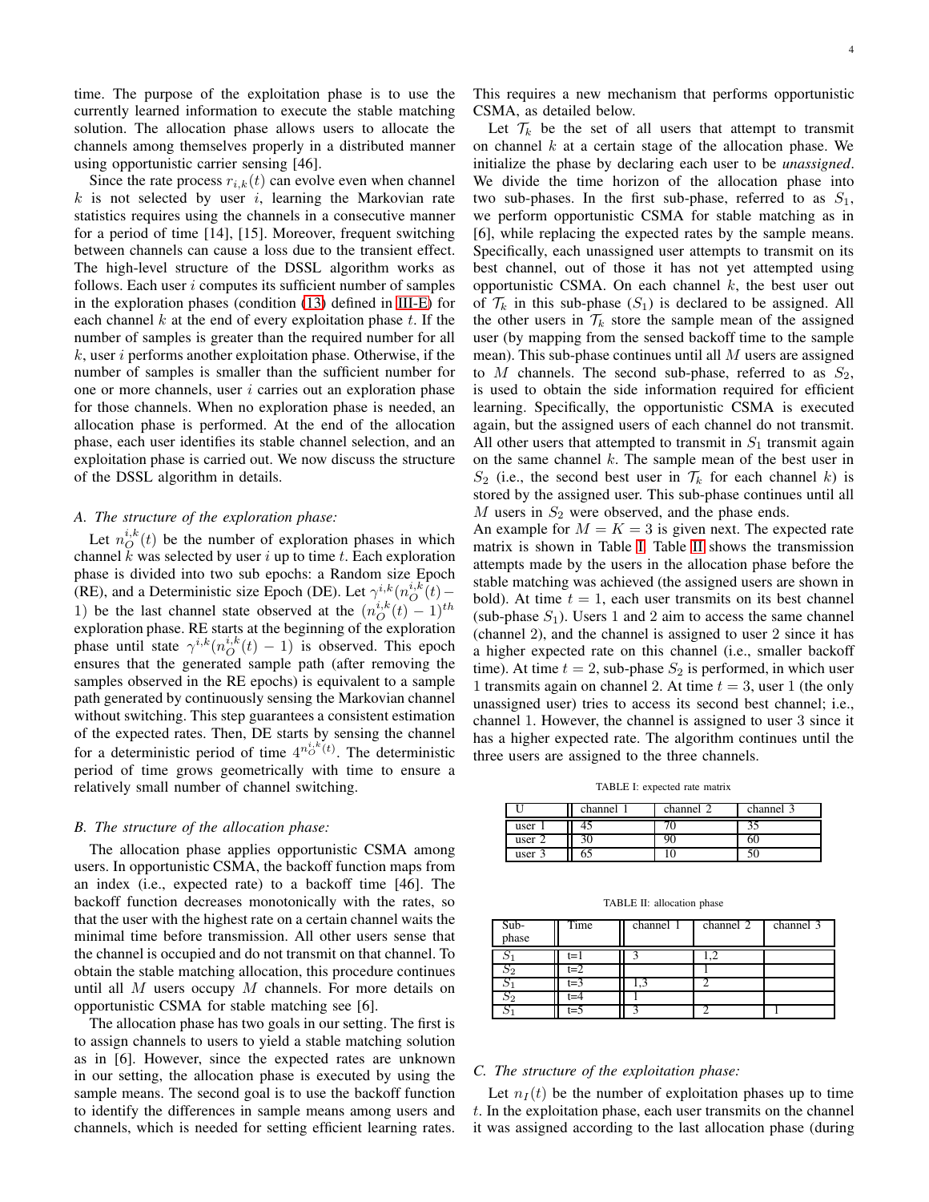time. The purpose of the exploitation phase is to use the currently learned information to execute the stable matching solution. The allocation phase allows users to allocate the channels among themselves properly in a distributed manner using opportunistic carrier sensing [46].

Since the rate process $r_{i,k}(t)$ can evolve even when channel $k$ is not selected by user $i$, learning the Markovian rate statistics requires using the channels in a consecutive manner for a period of time [14], [15]. Moreover, frequent switching between channels can cause a loss due to the transient effect. The high-level structure of the DSSL algorithm works as follows. Each user $i$ computes its sufficient number of samples in the exploration phases (condition (13) defined in III-E) for each channel $k$ at the end of every exploitation phase $t$. If the number of samples is greater than the required number for all $k$, user $i$ performs another exploitation phase. Otherwise, if the number of samples is smaller than the sufficient number for one or more channels, user $i$ carries out an exploration phase for those channels. When no exploration phase is needed, an allocation phase is performed. At the end of the allocation phase, each user identifies its stable channel selection, and an exploitation phase is carried out. We now discuss the structure of the DSSL algorithm in details.

### *A. The structure of the exploration phase:*

Let $n_O^{i,k}(t)$ be the number of exploration phases in which channel $k$ was selected by user $i$ up to time $t$. Each exploration phase is divided into two sub epochs: a Random size Epoch (RE), and a Deterministic size Epoch (DE). Let $\gamma^{i,k}(n_O^{i,k}(t)-1)$ be the last channel state observed at the $(n_O^{i,k}(t)-1)^{th}$ exploration phase. RE starts at the beginning of the exploration phase until state $\gamma^{i,k}(n_O^{i,k}(t)-1)$ is observed. This epoch ensures that the generated sample path (after removing the samples observed in the RE epochs) is equivalent to a sample path generated by continuously sensing the Markovian channel without switching. This step guarantees a consistent estimation of the expected rates. Then, DE starts by sensing the channel for a deterministic period of time $4^{n_O^{i,k}(t)}$. The deterministic period of time grows geometrically with time to ensure a relatively small number of channel switching.

### *B. The structure of the allocation phase:*

The allocation phase applies opportunistic CSMA among users. In opportunistic CSMA, the backoff function maps from an index (i.e., expected rate) to a backoff time [46]. The backoff function decreases monotonically with the rates, so that the user with the highest rate on a certain channel waits the minimal time before transmission. All other users sense that the channel is occupied and do not transmit on that channel. To obtain the stable matching allocation, this procedure continues until all $M$ users occupy $M$ channels. For more details on opportunistic CSMA for stable matching see [6].

The allocation phase has two goals in our setting. The first is to assign channels to users to yield a stable matching solution as in [6]. However, since the expected rates are unknown in our setting, the allocation phase is executed by using the sample means. The second goal is to use the backoff function to identify the differences in sample means among users and channels, which is needed for setting efficient learning rates. This requires a new mechanism that performs opportunistic CSMA, as detailed below.

Let $\mathcal{T}_k$ be the set of all users that attempt to transmit on channel $k$ at a certain stage of the allocation phase. We initialize the phase by declaring each user to be *unassigned*. We divide the time horizon of the allocation phase into two sub-phases. In the first sub-phase, referred to as $S_1$, we perform opportunistic CSMA for stable matching as in [6], while replacing the expected rates by the sample means. Specifically, each unassigned user attempts to transmit on its best channel, out of those it has not yet attempted using opportunistic CSMA. On each channel $k$, the best user out of $\mathcal{T}_k$ in this sub-phase ($S_1$) is declared to be assigned. All the other users in $\mathcal{T}_k$ store the sample mean of the assigned user (by mapping from the sensed backoff time to the sample mean). This sub-phase continues until all $M$ users are assigned to $M$ channels. The second sub-phase, referred to as $S_2$, is used to obtain the side information required for efficient learning. Specifically, the opportunistic CSMA is executed again, but the assigned users of each channel do not transmit. All other users that attempted to transmit in $S_1$ transmit again on the same channel $k$. The sample mean of the best user in $S_2$ (i.e., the second best user in $\mathcal{T}_k$ for each channel $k$) is stored by the assigned user. This sub-phase continues until all $M$ users in $S_2$ were observed, and the phase ends.

An example for $M = K = 3$ is given next. The expected rate matrix is shown in Table I. Table II shows the transmission attempts made by the users in the allocation phase before the stable matching was achieved (the assigned users are shown in bold). At time $t = 1$, each user transmits on its best channel (sub-phase $S_1$). Users 1 and 2 aim to access the same channel (channel 2), and the channel is assigned to user 2 since it has a higher expected rate on this channel (i.e., smaller backoff time). At time $t = 2$, sub-phase $S_2$ is performed, in which user 1 transmits again on channel 2. At time $t = 3$, user 1 (the only unassigned user) tries to access its second best channel; i.e., channel 1. However, the channel is assigned to user 3 since it has a higher expected rate. The algorithm continues until the three users are assigned to the three channels.

TABLE I: expected rate matrix

| U | channel 1 | channel 2 | channel 3 |
|---|---|---|---|
| user 1 | 45 | 70 | 35 |
| user 2 | 30 | 90 | 60 |
| user 3 | 65 | 10 | 50 |

TABLE II: allocation phase

| Sub-phase | Time | channel 1 | channel 2 | channel 3 |
|---|---|---|---|---|
| $S_1$ | t=1 | 3 | 1,2 | |
| $S_2$ | t=2 | | 1 | |
| $S_1$ | t=3 | 1,3 | 2 | |
| $S_2$ | t=4 | 1 | | |
| $S_1$ | t=5 | 3 | 2 | 1 |

### *C. The structure of the exploitation phase:*

Let $n_I(t)$ be the number of exploitation phases up to time $t$. In the exploitation phase, each user transmits on the channel it was assigned according to the last allocation phase (during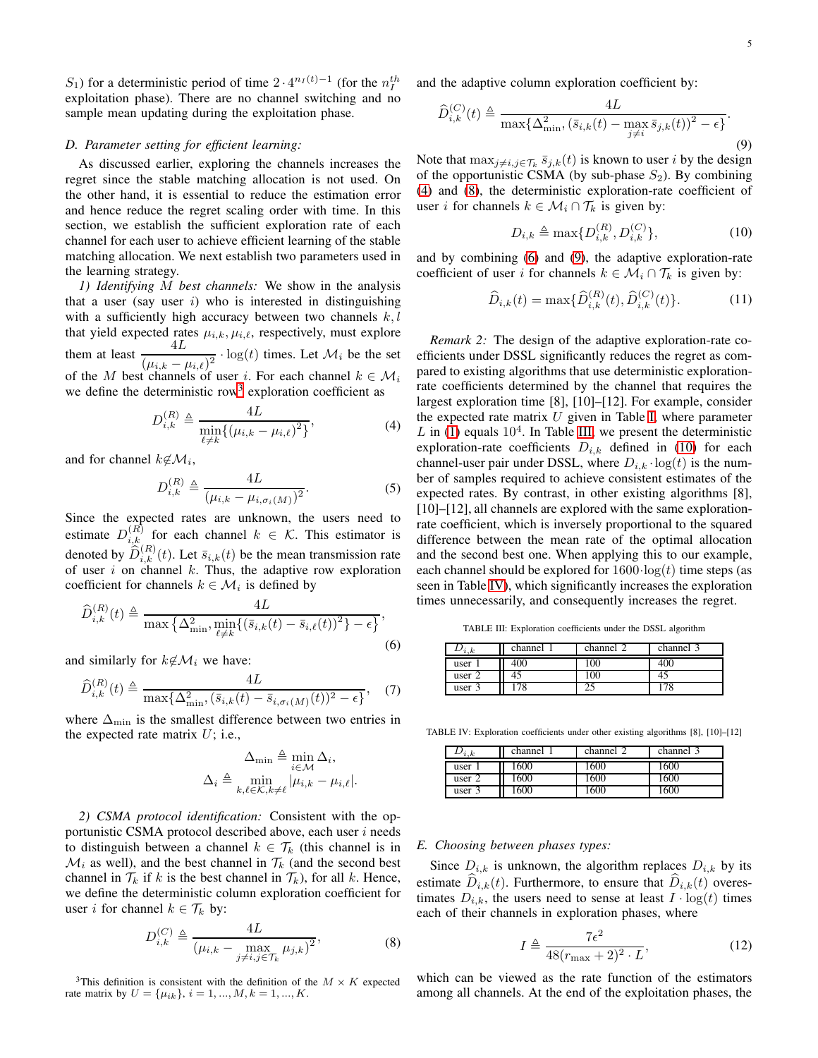$S_1$) for a deterministic period of time $2 \cdot 4^{n_I(t)-1}$ (for the $n_I^{th}$ exploitation phase). There are no channel switching and no sample mean updating during the exploitation phase.

### D. Parameter setting for efficient learning:

As discussed earlier, exploring the channels increases the regret since the stable matching allocation is not used. On the other hand, it is essential to reduce the estimation error and hence reduce the regret scaling order with time. In this section, we establish the sufficient exploration rate of each channel for each user to achieve efficient learning of the stable matching allocation. We next establish two parameters used in the learning strategy.

*1) Identifying $M$ best channels:* We show in the analysis that a user (say user $i$) who is interested in distinguishing with a sufficiently high accuracy between two channels $k, l$ that yield expected rates $\mu_{i,k}, \mu_{i,\ell}$, respectively, must explore them at least $\frac{4L}{(\mu_{i,k}-\mu_{i,\ell})^2} \cdot \log(t)$ times. Let $\mathcal{M}_i$ be the set of the $M$ best channels of user $i$. For each channel $k \in \mathcal{M}_i$ we define the deterministic row[3] exploration coefficient as

$$D_{i,k}^{(R)} \triangleq \frac{4L}{\min\limits_{\ell \neq k}\{(\mu_{i,k}-\mu_{i,\ell})^2\}}, \tag{4}$$

and for channel $k \notin \mathcal{M}_i$,

$$D_{i,k}^{(R)} \triangleq \frac{4L}{(\mu_{i,k}-\mu_{i,\sigma_i(M)})^2}. \tag{5}$$

Since the expected rates are unknown, the users need to estimate $D_{i,k}^{(R)}$ for each channel $k \in \mathcal{K}$. This estimator is denoted by $\widehat{D}_{i,k}^{(R)}(t)$. Let $\bar{s}_{i,k}(t)$ be the mean transmission rate of user $i$ on channel $k$. Thus, the adaptive row exploration coefficient for channels $k \in \mathcal{M}_i$ is defined by

$$\widehat{D}_{i,k}^{(R)}(t) \triangleq \frac{4L}{\max\left\{\Delta_{\min}^2, \min\limits_{\ell \neq k}\{(\bar{s}_{i,k}(t)-\bar{s}_{i,\ell}(t))^2\} - \epsilon\right\}}, \tag{6}$$

and similarly for $k \notin \mathcal{M}_i$ we have:

$$\widehat{D}_{i,k}^{(R)}(t) \triangleq \frac{4L}{\max\{\Delta_{\min}^2, (\bar{s}_{i,k}(t)-\bar{s}_{i,\sigma_i(M)}(t))^2 - \epsilon\}}, \tag{7}$$

where $\Delta_{\min}$ is the smallest difference between two entries in the expected rate matrix $U$; i.e.,

$$\Delta_{\min} \triangleq \min_{i \in \mathcal{M}} \Delta_i,$$
$$\Delta_i \triangleq \min_{k,\ell \in \mathcal{K}, k \neq \ell} |\mu_{i,k}-\mu_{i,\ell}|.$$

*2) CSMA protocol identification:* Consistent with the opportunistic CSMA protocol described above, each user $i$ needs to distinguish between a channel $k \in \mathcal{T}_k$ (this channel is in $\mathcal{M}_i$ as well), and the best channel in $\mathcal{T}_k$ (and the second best channel in $\mathcal{T}_k$ if $k$ is the best channel in $\mathcal{T}_k$), for all $k$. Hence, we define the deterministic column exploration coefficient for user $i$ for channel $k \in \mathcal{T}_k$ by:

$$D_{i,k}^{(C)} \triangleq \frac{4L}{(\mu_{i,k} - \max\limits_{j \neq i, j \in \mathcal{T}_k} \mu_{j,k})^2}, \tag{8}$$

and the adaptive column exploration coefficient by:

$$\widehat{D}_{i,k}^{(C)}(t) \triangleq \frac{4L}{\max\{\Delta_{\min}^2, (\bar{s}_{i,k}(t) - \max\limits_{j \neq i} \bar{s}_{j,k}(t))^2 - \epsilon\}}. \tag{9}$$

Note that $\max_{j \neq i, j \in \mathcal{T}_k} \bar{s}_{j,k}(t)$ is known to user $i$ by the design of the opportunistic CSMA (by sub-phase $S_2$). By combining (4) and (8), the deterministic exploration-rate coefficient of user $i$ for channels $k \in \mathcal{M}_i \cap \mathcal{T}_k$ is given by:

$$D_{i,k} \triangleq \max\{D_{i,k}^{(R)}, D_{i,k}^{(C)}\}, \tag{10}$$

and by combining (6) and (9), the adaptive exploration-rate coefficient of user $i$ for channels $k \in \mathcal{M}_i \cap \mathcal{T}_k$ is given by:

$$\widehat{D}_{i,k}(t) = \max\{\widehat{D}_{i,k}^{(R)}(t), \widehat{D}_{i,k}^{(C)}(t)\}. \tag{11}$$

*Remark 2:* The design of the adaptive exploration-rate coefficients under DSSL significantly reduces the regret as compared to existing algorithms that use deterministic exploration-rate coefficients determined by the channel that requires the largest exploration time [8], [10]–[12]. For example, consider the expected rate matrix $U$ given in Table I, where parameter $L$ in (1) equals $10^4$. In Table III, we present the deterministic exploration-rate coefficients $D_{i,k}$ defined in (10) for each channel-user pair under DSSL, where $D_{i,k} \cdot \log(t)$ is the number of samples required to achieve consistent estimates of the expected rates. By contrast, in other existing algorithms [8], [10]–[12], all channels are explored with the same exploration-rate coefficient, which is inversely proportional to the squared difference between the mean rate of the optimal allocation and the second best one. When applying this to our example, each channel should be explored for $1600 \cdot \log(t)$ time steps (as seen in Table IV), which significantly increases the exploration times unnecessarily, and consequently increases the regret.

TABLE III: Exploration coefficients under the DSSL algorithm

| $D_{i,k}$ | channel 1 | channel 2 | channel 3 |
|---|---|---|---|
| user 1 | 400 | 100 | 400 |
| user 2 | 45 | 100 | 45 |
| user 3 | 178 | 25 | 178 |

TABLE IV: Exploration coefficients under other existing algorithms [8], [10]–[12]

| $D_{i,k}$ | channel 1 | channel 2 | channel 3 |
|---|---|---|---|
| user 1 | 1600 | 1600 | 1600 |
| user 2 | 1600 | 1600 | 1600 |
| user 3 | 1600 | 1600 | 1600 |

### E. Choosing between phases types:

Since $D_{i,k}$ is unknown, the algorithm replaces $D_{i,k}$ by its estimate $\widehat{D}_{i,k}(t)$. Furthermore, to ensure that $\widehat{D}_{i,k}(t)$ overestimates $D_{i,k}$, the users need to sense at least $I \cdot \log(t)$ times each of their channels in exploration phases, where

$$I \triangleq \frac{7\epsilon^2}{48(r_{\max}+2)^2 \cdot L}, \tag{12}$$

which can be viewed as the rate function of the estimators among all channels. At the end of the exploitation phases, the

[3] This definition is consistent with the definition of the $M \times K$ expected rate matrix by $U = \{\mu_{ik}\}$, $i = 1, ..., M$, $k = 1, ..., K$.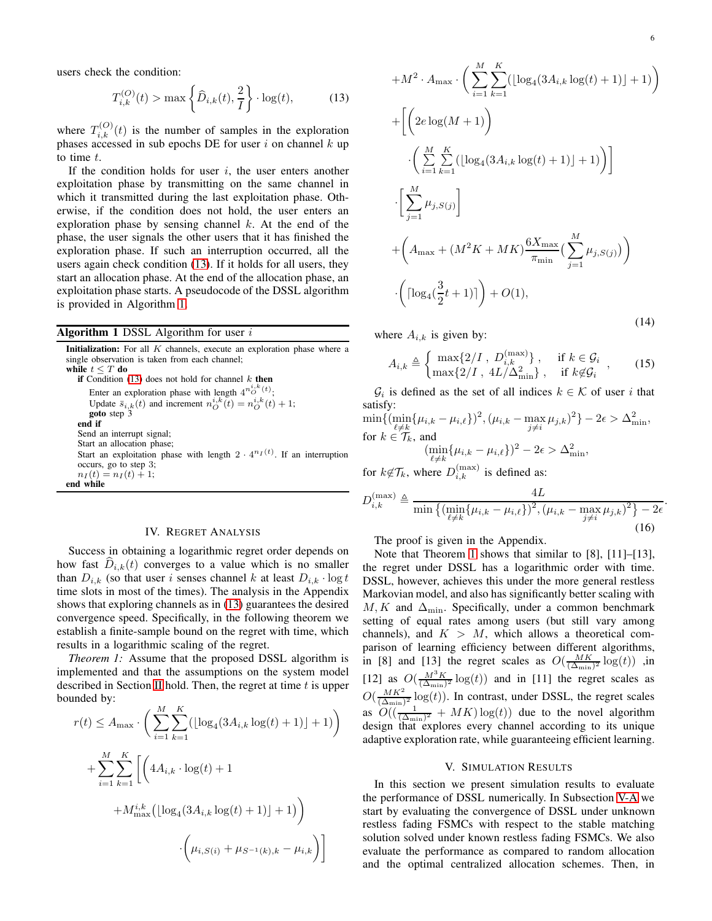users check the condition:

$$T_{i,k}^{(O)}(t) > \max\left\{\widehat{D}_{i,k}(t), \frac{2}{I}\right\} \cdot \log(t), \tag{13}$$

where $T_{i,k}^{(O)}(t)$ is the number of samples in the exploration phases accessed in sub epochs DE for user $i$ on channel $k$ up to time $t$.

If the condition holds for user $i$, the user enters another exploitation phase by transmitting on the same channel in which it transmitted during the last exploitation phase. Otherwise, if the condition does not hold, the user enters an exploration phase by sensing channel $k$. At the end of the phase, the user signals the other users that it has finished the exploration phase. If such an interruption occurred, all the users again check condition (13). If it holds for all users, they start an allocation phase. At the end of the allocation phase, an exploitation phase starts. A pseudocode of the DSSL algorithm is provided in Algorithm 1.

**Algorithm 1** DSSL Algorithm for user $i$

```
Initialization: For all K channels, execute an exploration phase where a
single observation is taken from each channel;
while t ≤ T do
    if Condition (13) does not hold for channel k then
        Enter an exploration phase with length 4^{n_O^{i,k}(t)};
        Update s̄_{i,k}(t) and increment n_O^{i,k}(t) = n_O^{i,k}(t) + 1;
        goto step 3
    end if
    Send an interrupt signal;
    Start an allocation phase;
    Start an exploitation phase with length 2 · 4^{n_I(t)}. If an interruption
    occurs, go to step 3;
    n_I(t) = n_I(t) + 1;
end while
```

## IV. Regret Analysis

Success in obtaining a logarithmic regret order depends on how fast $\widehat{D}_{i,k}(t)$ converges to a value which is no smaller than $D_{i,k}$ (so that user $i$ senses channel $k$ at least $D_{i,k} \cdot \log t$ time slots in most of the times). The analysis in the Appendix shows that exploring channels as in (13) guarantees the desired convergence speed. Specifically, in the following theorem we establish a finite-sample bound on the regret with time, which results in a logarithmic scaling of the regret.

*Theorem 1:* Assume that the proposed DSSL algorithm is implemented and that the assumptions on the system model described in Section II hold. Then, the regret at time $t$ is upper bounded by:

$$\begin{aligned}
r(t) \leq\; & A_{\max} \cdot \left(\sum_{i=1}^{M}\sum_{k=1}^{K}(\lfloor \log_4(3A_{i,k}\log(t)+1)\rfloor + 1)\right) \\
& + \sum_{i=1}^{M}\sum_{k=1}^{K}\Bigg[\bigg(4A_{i,k}\cdot\log(t)+1 \\
& \quad + M_{\max}^{i,k}\big(\lfloor \log_4(3A_{i,k}\log(t)+1)\rfloor + 1\big)\bigg) \\
& \quad \cdot\bigg(\mu_{i,S(i)} + \mu_{S^{-1}(k),k} - \mu_{i,k}\bigg)\Bigg] \\
& + M^2 \cdot A_{\max} \cdot \left(\sum_{i=1}^{M}\sum_{k=1}^{K}(\lfloor \log_4(3A_{i,k}\log(t)+1)\rfloor + 1)\right) \\
& + \Bigg[\bigg(2e\log(M+1)\bigg) \\
& \quad \cdot\bigg(\sum_{i=1}^{M}\sum_{k=1}^{K}(\lfloor \log_4(3A_{i,k}\log(t)+1)\rfloor + 1)\bigg)\Bigg] \\
& \quad \cdot\Bigg[\sum_{j=1}^{M}\mu_{j,S(j)}\Bigg] \\
& + \bigg(A_{\max} + (M^2K + MK)\frac{6X_{\max}}{\pi_{\min}}\Big(\sum_{j=1}^{M}\mu_{j,S(j)}\Big)\bigg) \\
& \quad \cdot\bigg(\lceil \log_4(\tfrac{3}{2}t+1)\rceil\bigg) + O(1),
\end{aligned} \tag{14}$$

where $A_{i,k}$ is given by:

$$A_{i,k} \triangleq \begin{cases} \max\{2/I\ ,\ D_{i,k}^{(\max)}\}\,, & \text{if } k \in \mathcal{G}_i \\ \max\{2/I\ ,\ 4L/\Delta_{\min}^2\}\,, & \text{if } k \notin \mathcal{G}_i \end{cases}, \tag{15}$$

$\mathcal{G}_i$ is defined as the set of all indices $k \in \mathcal{K}$ of user $i$ that satisfy:
$\min\{(\min_{\ell\neq k}\{\mu_{i,k}-\mu_{i,\ell}\})^2, (\mu_{i,k} - \max_{j\neq i}\mu_{j,k})^2\} - 2\epsilon > \Delta_{\min}^2$,
for $k \in \mathcal{T}_k$, and

$$(\min_{\ell\neq k}\{\mu_{i,k}-\mu_{i,\ell}\})^2 - 2\epsilon > \Delta_{\min}^2,$$

for $k \notin \mathcal{T}_k$, where $D_{i,k}^{(\max)}$ is defined as:

$$D_{i,k}^{(\max)} \triangleq \frac{4L}{\min\left\{(\min_{\ell\neq k}\{\mu_{i,k}-\mu_{i,\ell}\})^2, (\mu_{i,k} - \max_{j\neq i}\mu_{j,k})^2\right\} - 2\epsilon}. \tag{16}$$

The proof is given in the Appendix.

Note that Theorem 1 shows that similar to [8], [11]–[13], the regret under DSSL has a logarithmic order with time. DSSL, however, achieves this under the more general restless Markovian model, and also has significantly better scaling with $M, K$ and $\Delta_{\min}$. Specifically, under a common benchmark setting of equal rates among users (but still vary among channels), and $K > M$, which allows a theoretical comparison of learning efficiency between different algorithms, in [8] and [13] the regret scales as $O(\frac{MK}{(\Delta_{\min})^2}\log(t))$ ,in [12] as $O(\frac{M^3K}{(\Delta_{\min})^2}\log(t))$ and in [11] the regret scales as $O(\frac{MK^2}{(\Delta_{\min})^2}\log(t))$. In contrast, under DSSL, the regret scales as $O((\frac{1}{(\Delta_{\min})^2} + MK)\log(t))$ due to the novel algorithm design that explores every channel according to its unique adaptive exploration rate, while guaranteeing efficient learning.

## V. Simulation Results

In this section we present simulation results to evaluate the performance of DSSL numerically. In Subsection V-A we start by evaluating the convergence of DSSL under unknown restless fading FSMCs with respect to the stable matching solution solved under known restless fading FSMCs. We also evaluate the performance as compared to random allocation and the optimal centralized allocation schemes. Then, in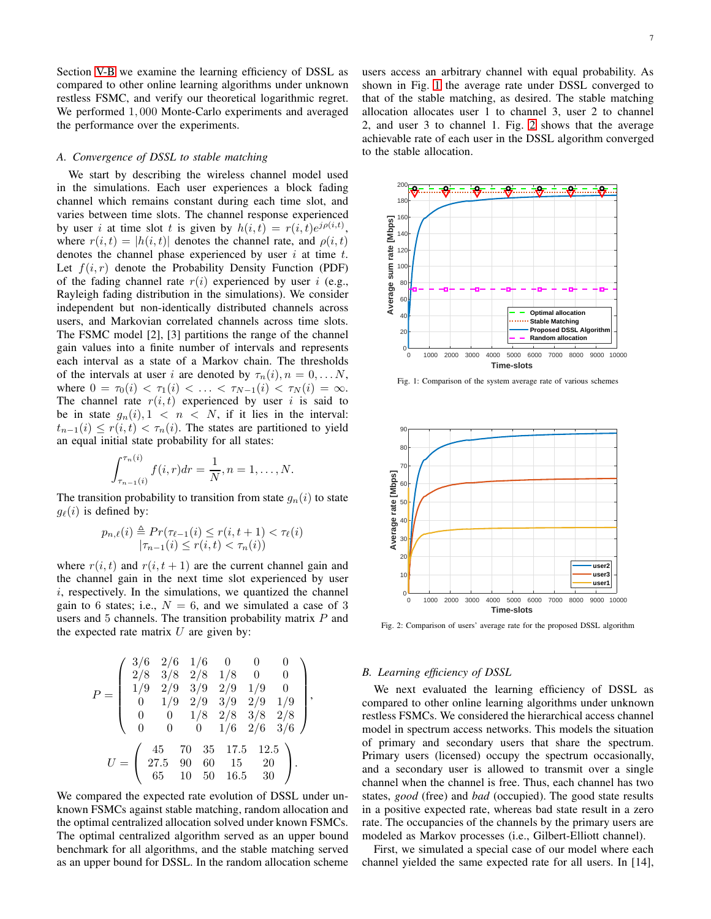Section V-B we examine the learning efficiency of DSSL as compared to other online learning algorithms under unknown restless FSMC, and verify our theoretical logarithmic regret. We performed $1,000$ Monte-Carlo experiments and averaged the performance over the experiments.

### *A. Convergence of DSSL to stable matching*

We start by describing the wireless channel model used in the simulations. Each user experiences a block fading channel which remains constant during each time slot, and varies between time slots. The channel response experienced by user $i$ at time slot $t$ is given by $h(i,t) = r(i,t)e^{j\rho(i,t)}$, where $r(i,t) = |h(i,t)|$ denotes the channel rate, and $\rho(i,t)$ denotes the channel phase experienced by user $i$ at time $t$. Let $f(i,r)$ denote the Probability Density Function (PDF) of the fading channel rate $r(i)$ experienced by user $i$ (e.g., Rayleigh fading distribution in the simulations). We consider independent but non-identically distributed channels across users, and Markovian correlated channels across time slots. The FSMC model [2], [3] partitions the range of the channel gain values into a finite number of intervals and represents each interval as a state of a Markov chain. The thresholds of the intervals at user $i$ are denoted by $\tau_n(i), n = 0, \ldots N$, where $0 = \tau_0(i) < \tau_1(i) < \ldots < \tau_{N-1}(i) < \tau_N(i) = \infty$. The channel rate $r(i,t)$ experienced by user $i$ is said to be in state $g_n(i), 1 < n < N$, if it lies in the interval: $t_{n-1}(i) \leq r(i,t) < \tau_n(i)$. The states are partitioned to yield an equal initial state probability for all states:

$$\int_{\tau_{n-1}(i)}^{\tau_n(i)} f(i,r)dr = \frac{1}{N}, n = 1, \ldots, N.$$

The transition probability to transition from state $g_n(i)$ to state $g_\ell(i)$ is defined by:

$$p_{n,\ell}(i) \triangleq Pr(\tau_{\ell-1}(i) \leq r(i,t+1) < \tau_\ell(i) \\ |\tau_{n-1}(i) \leq r(i,t) < \tau_n(i))$$

where $r(i,t)$ and $r(i,t+1)$ are the current channel gain and the channel gain in the next time slot experienced by user $i$, respectively. In the simulations, we quantized the channel gain to 6 states; i.e., $N = 6$, and we simulated a case of 3 users and 5 channels. The transition probability matrix $P$ and the expected rate matrix $U$ are given by:

$$P = \begin{pmatrix} 3/6 & 2/6 & 1/6 & 0 & 0 & 0 \\ 2/8 & 3/8 & 2/8 & 1/8 & 0 & 0 \\ 1/9 & 2/9 & 3/9 & 2/9 & 1/9 & 0 \\ 0 & 1/9 & 2/9 & 3/9 & 2/9 & 1/9 \\ 0 & 0 & 1/8 & 2/8 & 3/8 & 2/8 \\ 0 & 0 & 0 & 1/6 & 2/6 & 3/6 \end{pmatrix},$$

$$U = \begin{pmatrix} 45 & 70 & 35 & 17.5 & 12.5 \\ 27.5 & 90 & 60 & 15 & 20 \\ 65 & 10 & 50 & 16.5 & 30 \end{pmatrix}.$$

We compared the expected rate evolution of DSSL under unknown FSMCs against stable matching, random allocation and the optimal centralized allocation solved under known FSMCs. The optimal centralized algorithm served as an upper bound benchmark for all algorithms, and the stable matching served as an upper bound for DSSL. In the random allocation scheme users access an arbitrary channel with equal probability. As shown in Fig. 1 the average rate under DSSL converged to that of the stable matching, as desired. The stable matching allocation allocates user 1 to channel 3, user 2 to channel 2, and user 3 to channel 1. Fig. 2 shows that the average achievable rate of each user in the DSSL algorithm converged to the stable allocation.

Fig. 1: Comparison of the system average rate of various schemes

Fig. 2: Comparison of users' average rate for the proposed DSSL algorithm

### *B. Learning efficiency of DSSL*

We next evaluated the learning efficiency of DSSL as compared to other online learning algorithms under unknown restless FSMCs. We considered the hierarchical access channel model in spectrum access networks. This models the situation of primary and secondary users that share the spectrum. Primary users (licensed) occupy the spectrum occasionally, and a secondary user is allowed to transmit over a single channel when the channel is free. Thus, each channel has two states, *good* (free) and *bad* (occupied). The good state results in a positive expected rate, whereas bad state result in a zero rate. The occupancies of the channels by the primary users are modeled as Markov processes (i.e., Gilbert-Elliott channel).

First, we simulated a special case of our model where each channel yielded the same expected rate for all users. In [14],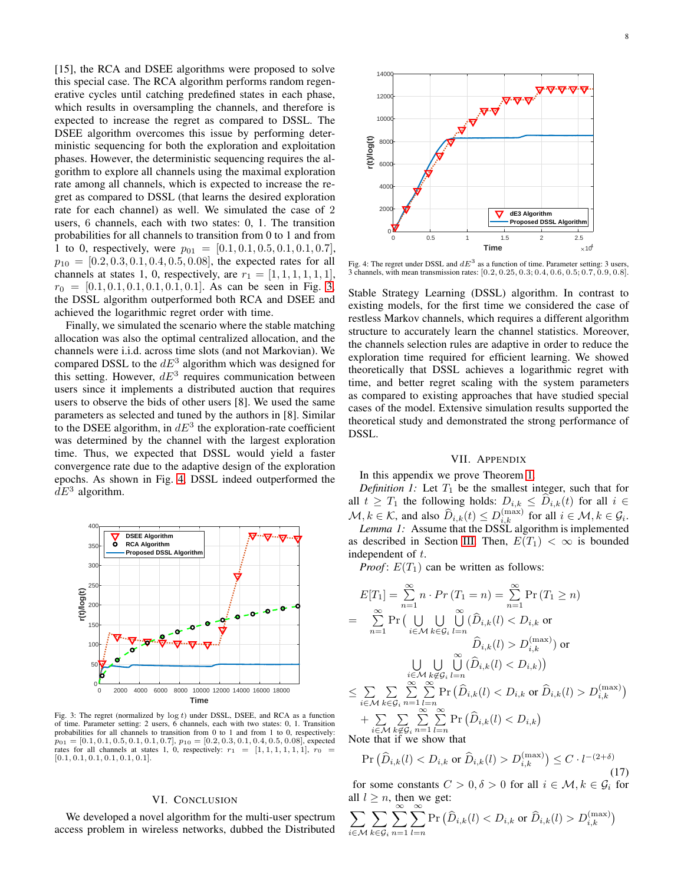[15], the RCA and DSEE algorithms were proposed to solve this special case. The RCA algorithm performs random regenerative cycles until catching predefined states in each phase, which results in oversampling the channels, and therefore is expected to increase the regret as compared to DSSL. The DSEE algorithm overcomes this issue by performing deterministic sequencing for both the exploration and exploitation phases. However, the deterministic sequencing requires the algorithm to explore all channels using the maximal exploration rate among all channels, which is expected to increase the regret as compared to DSSL (that learns the desired exploration rate for each channel) as well. We simulated the case of 2 users, 6 channels, each with two states: 0, 1. The transition probabilities for all channels to transition from 0 to 1 and from 1 to 0, respectively, were $p_{01} = [0.1, 0.1, 0.5, 0.1, 0.1, 0.7]$, $p_{10} = [0.2, 0.3, 0.1, 0.4, 0.5, 0.08]$, the expected rates for all channels at states 1, 0, respectively, are $r_1 = [1, 1, 1, 1, 1, 1]$, $r_0 = [0.1, 0.1, 0.1, 0.1, 0.1, 0.1]$. As can be seen in Fig. 3, the DSSL algorithm outperformed both RCA and DSEE and achieved the logarithmic regret order with time.

Finally, we simulated the scenario where the stable matching allocation was also the optimal centralized allocation, and the channels were i.i.d. across time slots (and not Markovian). We compared DSSL to the $dE^3$ algorithm which was designed for this setting. However, $dE^3$ requires communication between users since it implements a distributed auction that requires users to observe the bids of other users [8]. We used the same parameters as selected and tuned by the authors in [8]. Similar to the DSEE algorithm, in $dE^3$ the exploration-rate coefficient was determined by the channel with the largest exploration time. Thus, we expected that DSSL would yield a faster convergence rate due to the adaptive design of the exploration epochs. As shown in Fig. 4, DSSL indeed outperformed the $dE^3$ algorithm.

Fig. 3: The regret (normalized by $\log t$) under DSSL, DSEE, and RCA as a function of time. Parameter setting: 2 users, 6 channels, each with two states: 0, 1. Transition probabilities for all channels to transition from 0 to 1 and from 1 to 0, respectively: $p_{01} = [0.1, 0.1, 0.5, 0.1, 0.1, 0.7]$, $p_{10} = [0.2, 0.3, 0.1, 0.4, 0.5, 0.08]$, expected rates for all channels at states 1, 0, respectively: $r_1 = [1, 1, 1, 1, 1, 1]$, $r_0 = [0.1, 0.1, 0.1, 0.1, 0.1, 0.1]$.

Fig. 4: The regret under DSSL and $dE^3$ as a function of time. Parameter setting: 3 users, 3 channels, with mean transmission rates: $[0.2, 0.25, 0.3; 0.4, 0.6, 0.5; 0.7, 0.9, 0.8]$.

## VI. Conclusion

We developed a novel algorithm for the multi-user spectrum access problem in wireless networks, dubbed the Distributed Stable Strategy Learning (DSSL) algorithm. In contrast to existing models, for the first time we considered the case of restless Markov channels, which requires a different algorithm structure to accurately learn the channel statistics. Moreover, the channels selection rules are adaptive in order to reduce the exploration time required for efficient learning. We showed theoretically that DSSL achieves a logarithmic regret with time, and better regret scaling with the system parameters as compared to existing approaches that have studied special cases of the model. Extensive simulation results supported the theoretical study and demonstrated the strong performance of DSSL.

## VII. Appendix

In this appendix we prove Theorem 1.

*Definition 1:* Let $T_1$ be the smallest integer, such that for all $t \geq T_1$ the following holds: $D_{i,k} \leq \widehat{D}_{i,k}(t)$ for all $i \in \mathcal{M}, k \in \mathcal{K}$, and also $\widehat{D}_{i,k}(t) \leq D_{i,k}^{(\max)}$ for all $i \in \mathcal{M}, k \in \mathcal{G}_i$.

*Lemma 1:* Assume that the DSSL algorithm is implemented as described in Section III. Then, $E(T_1) < \infty$ is bounded independent of $t$.

*Proof*: $E(T_1)$ can be written as follows:

$$
\begin{aligned}
E[T_1] &= \sum_{n=1}^{\infty} n \cdot Pr\left(T_1 = n\right) = \sum_{n=1}^{\infty} \Pr\left(T_1 \geq n\right) \\
&= \sum_{n=1}^{\infty} \Pr\Big( \bigcup_{i \in \mathcal{M}} \bigcup_{k \in \mathcal{G}_i} \bigcup_{l=n}^{\infty} (\widehat{D}_{i,k}(l) < D_{i,k} \text{ or} \\
&\qquad\qquad \widehat{D}_{i,k}(l) > D_{i,k}^{(\max)}) \text{ or} \\
&\qquad \bigcup_{i \in \mathcal{M}} \bigcup_{k \notin \mathcal{G}_i} \bigcup_{l=n}^{\infty} (\widehat{D}_{i,k}(l) < D_{i,k}) \Big) \\
&\leq \sum_{i \in \mathcal{M}} \sum_{k \in \mathcal{G}_i} \sum_{n=1}^{\infty} \sum_{l=n}^{\infty} \Pr\left(\widehat{D}_{i,k}(l) < D_{i,k} \text{ or } \widehat{D}_{i,k}(l) > D_{i,k}^{(\max)}\right) \\
&\quad + \sum_{i \in \mathcal{M}} \sum_{k \notin \mathcal{G}_i} \sum_{n=1}^{\infty} \sum_{l=n}^{\infty} \Pr\left(\widehat{D}_{i,k}(l) < D_{i,k}\right)
\end{aligned}
$$

Note that if we show that

$$
\Pr\left(\widehat{D}_{i,k}(l) < D_{i,k} \text{ or } \widehat{D}_{i,k}(l) > D_{i,k}^{(\max)}\right) \leq C \cdot l^{-(2+\delta)} \tag{17}
$$

for some constants $C > 0, \delta > 0$ for all $i \in \mathcal{M}, k \in \mathcal{G}_i$ for all $l \geq n$, then we get:

$$
\sum_{i \in \mathcal{M}} \sum_{k \in \mathcal{G}_i} \sum_{n=1}^{\infty} \sum_{l=n}^{\infty} \Pr\left(\widehat{D}_{i,k}(l) < D_{i,k} \text{ or } \widehat{D}_{i,k}(l) > D_{i,k}^{(\max)}\right)
$$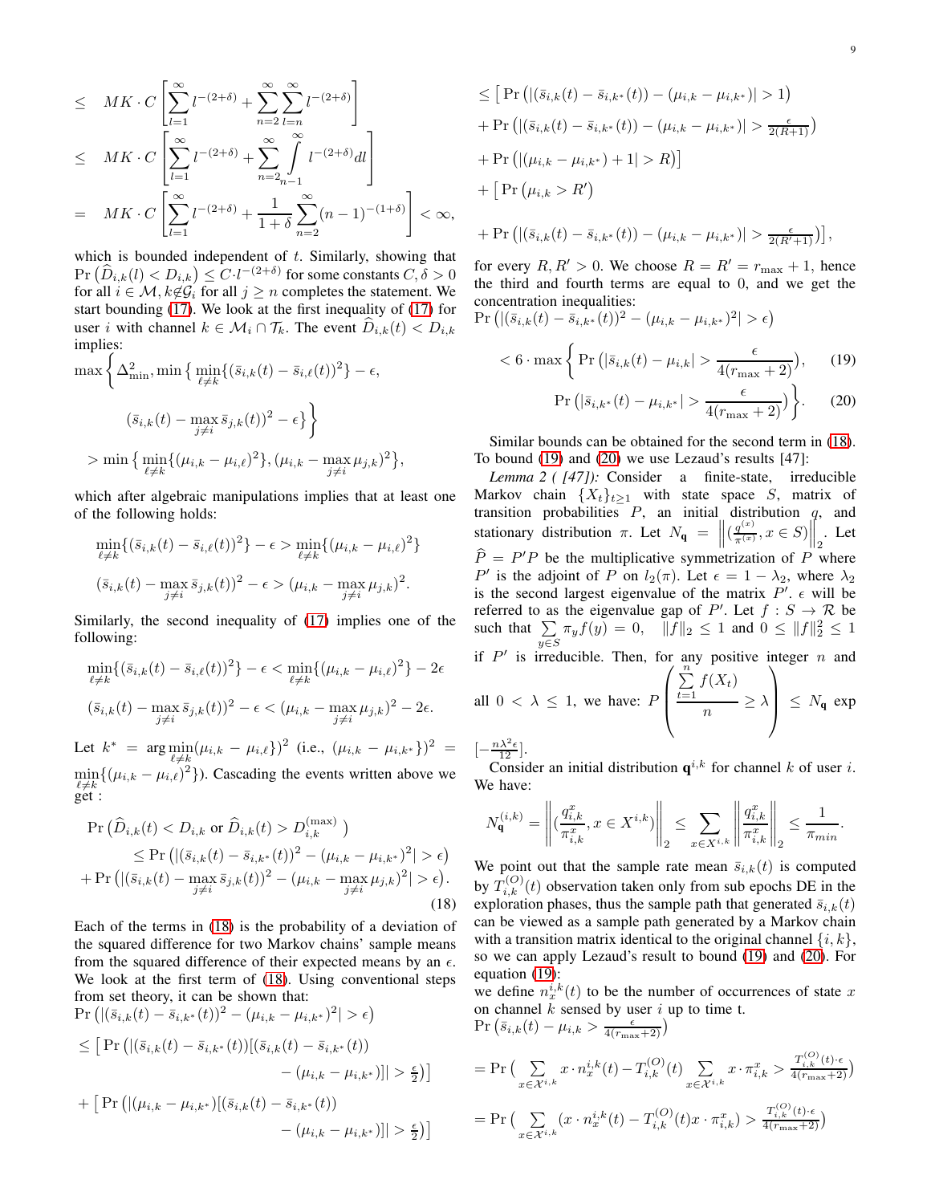$$\leq \quad MK \cdot C \left[ \sum_{l=1}^{\infty} l^{-(2+\delta)} + \sum_{n=2}^{\infty} \sum_{l=n}^{\infty} l^{-(2+\delta)} \right]$$

$$\leq \quad MK \cdot C \left[ \sum_{l=1}^{\infty} l^{-(2+\delta)} + \sum_{n=2}^{\infty} \int_{n-1}^{\infty} l^{-(2+\delta)} dl \right]$$

$$= \quad MK \cdot C \left[ \sum_{l=1}^{\infty} l^{-(2+\delta)} + \frac{1}{1+\delta} \sum_{n=2}^{\infty} (n-1)^{-(1+\delta)} \right] < \infty,$$

which is bounded independent of $t$. Similarly, showing that $\Pr\left(\widehat{D}_{i,k}(l) < D_{i,k}\right) \leq C \cdot l^{-(2+\delta)}$ for some constants $C, \delta > 0$ for all $i \in \mathcal{M}, k \notin \mathcal{G}_i$ for all $j \geq n$ completes the statement. We start bounding (17). We look at the first inequality of (17) for user $i$ with channel $k \in \mathcal{M}_i \cap \mathcal{T}_k$. The event $\widehat{D}_{i,k}(t) < D_{i,k}$ implies:

$$\max \left\{ \Delta^2_{\min}, \min\left\{ \min_{\ell \neq k}\{(\bar{s}_{i,k}(t) - \bar{s}_{i,\ell}(t))^2\} - \epsilon, \right.\right.$$
$$\left.\left. (\bar{s}_{i,k}(t) - \max_{j \neq i} \bar{s}_{j,k}(t))^2 - \epsilon \right\}\right\}$$
$$> \min\left\{ \min_{\ell \neq k}\{(\mu_{i,k} - \mu_{i,\ell})^2\}, (\mu_{i,k} - \max_{j \neq i} \mu_{j,k})^2 \right\},$$

which after algebraic manipulations implies that at least one of the following holds:

$$\min_{\ell \neq k}\{(\bar{s}_{i,k}(t) - \bar{s}_{i,\ell}(t))^2\} - \epsilon > \min_{\ell \neq k}\{(\mu_{i,k} - \mu_{i,\ell})^2\}$$
$$(\bar{s}_{i,k}(t) - \max_{j \neq i} \bar{s}_{j,k}(t))^2 - \epsilon > (\mu_{i,k} - \max_{j \neq i} \mu_{j,k})^2.$$

Similarly, the second inequality of (17) implies one of the following:

$$\min_{\ell \neq k}\{(\bar{s}_{i,k}(t) - \bar{s}_{i,\ell}(t))^2\} - \epsilon < \min_{\ell \neq k}\{(\mu_{i,k} - \mu_{i,\ell})^2\} - 2\epsilon$$
$$(\bar{s}_{i,k}(t) - \max_{j \neq i} \bar{s}_{j,k}(t))^2 - \epsilon < (\mu_{i,k} - \max_{j \neq i} \mu_{j,k})^2 - 2\epsilon.$$

Let $k^* = \arg\min_{\ell \neq k}(\mu_{i,k} - \mu_{i,\ell}\})^2$ (i.e., $(\mu_{i,k} - \mu_{i,k^*})^2 = \min_{\ell \neq k}\{(\mu_{i,k} - \mu_{i,\ell})^2\}$). Cascading the events written above we get :

$$\begin{aligned}
&\Pr\left(\widehat{D}_{i,k}(t) < D_{i,k} \text{ or } \widehat{D}_{i,k}(t) > D^{(\max)}_{i,k}\right) \\
&\qquad \leq \Pr\left(|(\bar{s}_{i,k}(t) - \bar{s}_{i,k^*}(t))^2 - (\mu_{i,k} - \mu_{i,k^*})^2| > \epsilon\right) \\
&+ \Pr\left(|(\bar{s}_{i,k}(t) - \max_{j \neq i} \bar{s}_{j,k}(t))^2 - (\mu_{i,k} - \max_{j \neq i} \mu_{j,k})^2| > \epsilon\right).
\end{aligned} \tag{18}$$

Each of the terms in (18) is the probability of a deviation of the squared difference for two Markov chains' sample means from the squared difference of their expected means by an $\epsilon$. We look at the first term of (18). Using conventional steps from set theory, it can be shown that:

$$\begin{aligned}
&\Pr\left(|(\bar{s}_{i,k}(t) - \bar{s}_{i,k^*}(t))^2 - (\mu_{i,k} - \mu_{i,k^*})^2| > \epsilon\right) \\
&\leq \Big[\Pr\big(|(\bar{s}_{i,k}(t) - \bar{s}_{i,k^*}(t))[(\bar{s}_{i,k}(t) - \bar{s}_{i,k^*}(t)) \\
&\qquad\qquad - (\mu_{i,k} - \mu_{i,k^*})]| > \tfrac{\epsilon}{2}\big)\Big] \\
&+ \Big[\Pr\big(|(\mu_{i,k} - \mu_{i,k^*})[(\bar{s}_{i,k}(t) - \bar{s}_{i,k^*}(t)) \\
&\qquad\qquad - (\mu_{i,k} - \mu_{i,k^*})]| > \tfrac{\epsilon}{2}\big)\Big] \\
&\leq \Big[\Pr\big(|(\bar{s}_{i,k}(t) - \bar{s}_{i,k^*}(t)) - (\mu_{i,k} - \mu_{i,k^*})| > 1\big) \\
&+ \Pr\big(|(\bar{s}_{i,k}(t) - \bar{s}_{i,k^*}(t)) - (\mu_{i,k} - \mu_{i,k^*})| > \tfrac{\epsilon}{2(R+1)}\big) \\
&+ \Pr\big(|(\mu_{i,k} - \mu_{i,k^*}) + 1| > R\big)\Big] \\
&+ \Big[\Pr\big(\mu_{i,k} > R'\big) \\
&+ \Pr\big(|(\bar{s}_{i,k}(t) - \bar{s}_{i,k^*}(t)) - (\mu_{i,k} - \mu_{i,k^*})| > \tfrac{\epsilon}{2(R'+1)}\big)\Big],
\end{aligned}$$

for every $R, R' > 0$. We choose $R = R' = r_{\max} + 1$, hence the third and fourth terms are equal to 0, and we get the concentration inequalities:

$\Pr\left(|(\bar{s}_{i,k}(t) - \bar{s}_{i,k^*}(t))^2 - (\mu_{i,k} - \mu_{i,k^*})^2| > \epsilon\right)$

$$< 6 \cdot \max\left\{ \Pr\left(|\bar{s}_{i,k}(t) - \mu_{i,k}| > \frac{\epsilon}{4(r_{\max}+2)}\right), \right. \tag{19}$$

$$\left. \Pr\left(|\bar{s}_{i,k^*}(t) - \mu_{i,k^*}| > \frac{\epsilon}{4(r_{\max}+2)}\right) \right\}. \tag{20}$$

Similar bounds can be obtained for the second term in (18). To bound (19) and (20) we use Lezaud's results [47]:

*Lemma 2 ( [47]):* Consider a finite-state, irreducible Markov chain $\{X_t\}_{t \geq 1}$ with state space $S$, matrix of transition probabilities $P$, an initial distribution $q$, and stationary distribution $\pi$. Let $N_{\mathbf{q}} = \left\| \left(\frac{q^{(x)}}{\pi^{(x)}}, x \in S\right) \right\|_2$. Let $\widehat{P} = P'P$ be the multiplicative symmetrization of $P$ where $P'$ is the adjoint of $P$ on $l_2(\pi)$. Let $\epsilon = 1 - \lambda_2$, where $\lambda_2$ is the second largest eigenvalue of the matrix $P'$. $\epsilon$ will be referred to as the eigenvalue gap of $P'$. Let $f : S \to \mathcal{R}$ be such that $\sum_{y \in S} \pi_y f(y) = 0$, $\|f\|_2 \leq 1$ and $0 \leq \|f\|_2^2 \leq 1$ if $P'$ is irreducible. Then, for any positive integer $n$ and all $0 < \lambda \leq 1$, we have: $P\left(\frac{\sum_{t=1}^{n} f(X_t)}{n} \geq \lambda\right) \leq N_{\mathbf{q}} \exp\left[-\frac{n\lambda^2\epsilon}{12}\right]$.

Consider an initial distribution $\mathbf{q}^{i,k}$ for channel $k$ of user $i$. We have:

$$N^{(i,k)}_{\mathbf{q}} = \left\| \left(\frac{q^x_{i,k}}{\pi^x_{i,k}}, x \in X^{i,k}\right) \right\|_2 \leq \sum_{x \in X^{i,k}} \left\| \frac{q^x_{i,k}}{\pi^x_{i,k}} \right\|_2 \leq \frac{1}{\pi_{min}}.$$

We point out that the sample rate mean $\bar{s}_{i,k}(t)$ is computed by $T^{(O)}_{i,k}(t)$ observation taken only from sub epochs DE in the exploration phases, thus the sample path that generated $\bar{s}_{i,k}(t)$ can be viewed as a sample path generated by a Markov chain with a transition matrix identical to the original channel $\{i, k\}$, so we can apply Lezaud's result to bound (19) and (20). For equation (19):

we define $n^{i,k}_x(t)$ to be the number of occurrences of state $x$ on channel $k$ sensed by user $i$ up to time t.

$$\begin{aligned}
&\Pr\left(\bar{s}_{i,k}(t) - \mu_{i,k} > \tfrac{\epsilon}{4(r_{\max}+2)}\right) \\
&= \Pr\Big(\sum_{x \in \mathcal{X}^{i,k}} x \cdot n^{i,k}_x(t) - T^{(O)}_{i,k}(t) \sum_{x \in \mathcal{X}^{i,k}} x \cdot \pi^x_{i,k} > \tfrac{T^{(O)}_{i,k}(t) \cdot \epsilon}{4(r_{\max}+2)}\Big) \\
&= \Pr\Big(\sum_{x \in \mathcal{X}^{i,k}} (x \cdot n^{i,k}_x(t) - T^{(O)}_{i,k}(t) x \cdot \pi^x_{i,k}) > \tfrac{T^{(O)}_{i,k}(t) \cdot \epsilon}{4(r_{\max}+2)}\Big)
\end{aligned}$$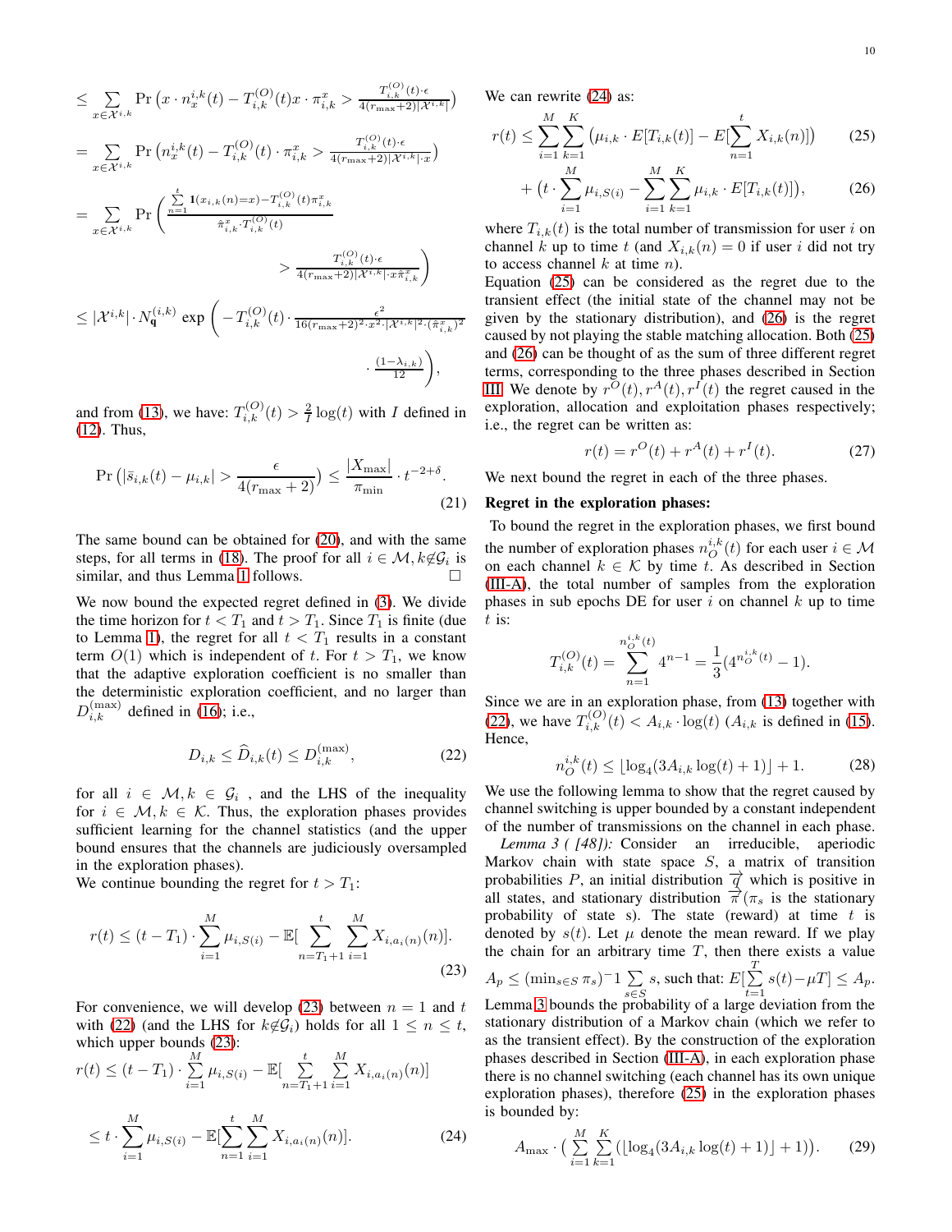$$\leq \sum_{x\in\mathcal{X}^{i,k}} \Pr\left(x\cdot n_x^{i,k}(t) - T_{i,k}^{(O)}(t)x\cdot\pi_{i,k}^x > \frac{T_{i,k}^{(O)}(t)\cdot\epsilon}{4(r_{\max}+2)|\mathcal{X}^{i,k}|}\right)$$

$$= \sum_{x\in\mathcal{X}^{i,k}} \Pr\left(n_x^{i,k}(t) - T_{i,k}^{(O)}(t)\cdot\pi_{i,k}^x > \frac{T_{i,k}^{(O)}(t)\cdot\epsilon}{4(r_{\max}+2)|\mathcal{X}^{i,k}|\cdot x}\right)$$

$$= \sum_{x\in\mathcal{X}^{i,k}} \Pr\left(\frac{\sum_{n=1}^{t}\mathbf{1}(x_{i,k}(n)=x) - T_{i,k}^{(O)}(t)\pi_{i,k}^x}{\hat{\pi}_{i,k}^x\cdot T_{i,k}^{(O)}(t)} > \frac{T_{i,k}^{(O)}(t)\cdot\epsilon}{4(r_{\max}+2)|\mathcal{X}^{i,k}|\cdot x\hat{\pi}_{i,k}^x}\right)$$

$$\leq |\mathcal{X}^{i,k}|\cdot N_{\mathbf{q}}^{(i,k)}\exp\left(-T_{i,k}^{(O)}(t)\cdot\frac{\epsilon^2}{16(r_{\max}+2)^2\cdot x^2\cdot|\mathcal{X}^{i,k}|^2\cdot(\hat{\pi}_{i,k}^x)^2}\cdot\frac{(1-\lambda_{i,k})}{12}\right),$$

and from (13), we have: $T_{i,k}^{(O)}(t) > \frac{2}{I}\log(t)$ with $I$ defined in (12). Thus,

$$\Pr\left(|\bar{s}_{i,k}(t)-\mu_{i,k}| > \frac{\epsilon}{4(r_{\max}+2)}\right) \leq \frac{|X_{\max}|}{\pi_{\min}}\cdot t^{-2+\delta}. \tag{21}$$

The same bound can be obtained for (20), and with the same steps, for all terms in (18). The proof for all $i\in\mathcal{M}, k\notin\mathcal{G}_i$ is similar, and thus Lemma 1 follows. □

We now bound the expected regret defined in (3). We divide the time horizon for $t<T_1$ and $t>T_1$. Since $T_1$ is finite (due to Lemma 1), the regret for all $t<T_1$ results in a constant term $O(1)$ which is independent of $t$. For $t>T_1$, we know that the adaptive exploration coefficient is no smaller than the deterministic exploration coefficient, and no larger than $D_{i,k}^{(\max)}$ defined in (16); i.e.,

$$D_{i,k} \leq \widehat{D}_{i,k}(t) \leq D_{i,k}^{(\max)}, \tag{22}$$

for all $i\in\mathcal{M}, k\in\mathcal{G}_i$ , and the LHS of the inequality for $i\in\mathcal{M}, k\in\mathcal{K}$. Thus, the exploration phases provides sufficient learning for the channel statistics (and the upper bound ensures that the channels are judiciously oversampled in the exploration phases).

We continue bounding the regret for $t>T_1$:

$$r(t) \leq (t-T_1)\cdot\sum_{i=1}^{M}\mu_{i,S(i)} - \mathbb{E}[\sum_{n=T_1+1}^{t}\sum_{i=1}^{M}X_{i,a_i(n)}(n)]. \tag{23}$$

For convenience, we will develop (23) between $n=1$ and $t$ with (22) (and the LHS for $k\notin\mathcal{G}_i$) holds for all $1\leq n\leq t$, which upper bounds (23):

$$r(t) \leq (t-T_1)\cdot\sum_{i=1}^{M}\mu_{i,S(i)} - \mathbb{E}[\sum_{n=T_1+1}^{t}\sum_{i=1}^{M}X_{i,a_i(n)}(n)]$$

$$\leq t\cdot\sum_{i=1}^{M}\mu_{i,S(i)} - \mathbb{E}[\sum_{n=1}^{t}\sum_{i=1}^{M}X_{i,a_i(n)}(n)]. \tag{24}$$

We can rewrite (24) as:

$$r(t) \leq \sum_{i=1}^{M}\sum_{k=1}^{K}\left(\mu_{i,k}\cdot E[T_{i,k}(t)] - E[\sum_{n=1}^{t}X_{i,k}(n)]\right) \tag{25}$$

$$+\left(t\cdot\sum_{i=1}^{M}\mu_{i,S(i)} - \sum_{i=1}^{M}\sum_{k=1}^{K}\mu_{i,k}\cdot E[T_{i,k}(t)]\right), \tag{26}$$

where $T_{i,k}(t)$ is the total number of transmission for user $i$ on channel $k$ up to time $t$ (and $X_{i,k}(n)=0$ if user $i$ did not try to access channel $k$ at time $n$).

Equation (25) can be considered as the regret due to the transient effect (the initial state of the channel may not be given by the stationary distribution), and (26) is the regret caused by not playing the stable matching allocation. Both (25) and (26) can be thought of as the sum of three different regret terms, corresponding to the three phases described in Section III. We denote by $r^O(t), r^A(t), r^I(t)$ the regret caused in the exploration, allocation and exploitation phases respectively; i.e., the regret can be written as:

$$r(t) = r^O(t) + r^A(t) + r^I(t). \tag{27}$$

We next bound the regret in each of the three phases.

**Regret in the exploration phases:**

To bound the regret in the exploration phases, we first bound the number of exploration phases $n_O^{i,k}(t)$ for each user $i\in\mathcal{M}$ on each channel $k\in\mathcal{K}$ by time $t$. As described in Section (III-A), the total number of samples from the exploration phases in sub epochs DE for user $i$ on channel $k$ up to time $t$ is:

$$T_{i,k}^{(O)}(t) = \sum_{n=1}^{n_O^{i,k}(t)} 4^{n-1} = \frac{1}{3}(4^{n_O^{i,k}(t)}-1).$$

Since we are in an exploration phase, from (13) together with (22), we have $T_{i,k}^{(O)}(t) < A_{i,k}\cdot\log(t)$ ($A_{i,k}$ is defined in (15). Hence,

$$n_O^{i,k}(t) \leq \lfloor\log_4(3A_{i,k}\log(t)+1)\rfloor + 1. \tag{28}$$

We use the following lemma to show that the regret caused by channel switching is upper bounded by a constant independent of the number of transmissions on the channel in each phase.

*Lemma 3 ( [48]):* Consider an irreducible, aperiodic Markov chain with state space $S$, a matrix of transition probabilities $P$, an initial distribution $\overrightarrow{q}$ which is positive in all states, and stationary distribution $\overrightarrow{\pi}$($\pi_s$ is the stationary probability of state s). The state (reward) at time $t$ is denoted by $s(t)$. Let $\mu$ denote the mean reward. If we play the chain for an arbitrary time $T$, then there exists a value $A_p \leq (\min_{s\in S}\pi_s)^{-1}\sum_{s\in S}s$, such that: $E[\sum_{t=1}^{T}s(t)-\mu T]\leq A_p$.

Lemma 3 bounds the probability of a large deviation from the stationary distribution of a Markov chain (which we refer to as the transient effect). By the construction of the exploration phases described in Section (III-A), in each exploration phase there is no channel switching (each channel has its own unique exploration phases), therefore (25) in the exploration phases is bounded by:

$$A_{\max}\cdot\left(\sum_{i=1}^{M}\sum_{k=1}^{K}\left(\lfloor\log_4(3A_{i,k}\log(t)+1)\rfloor+1\right)\right). \tag{29}$$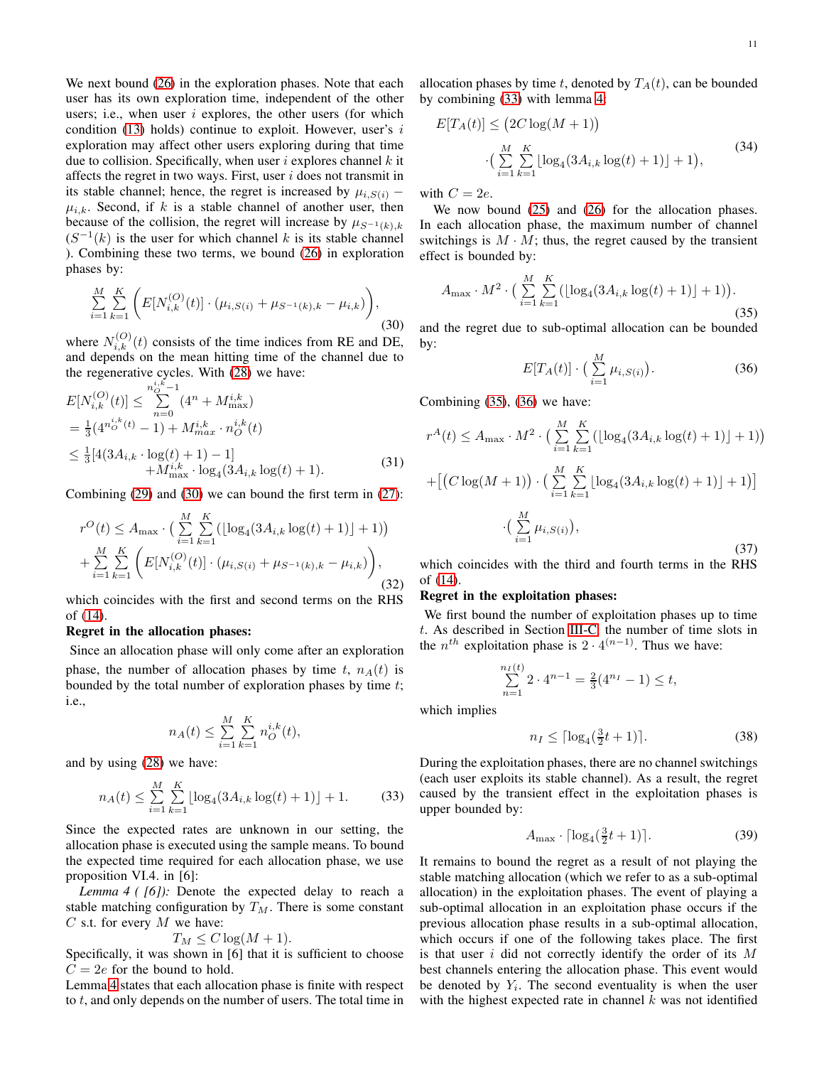We next bound (26) in the exploration phases. Note that each user has its own exploration time, independent of the other users; i.e., when user $i$ explores, the other users (for which condition (13) holds) continue to exploit. However, user's $i$ exploration may affect other users exploring during that time due to collision. Specifically, when user $i$ explores channel $k$ it affects the regret in two ways. First, user $i$ does not transmit in its stable channel; hence, the regret is increased by $\mu_{i,S(i)} - \mu_{i,k}$. Second, if $k$ is a stable channel of another user, then because of the collision, the regret will increase by $\mu_{S^{-1}(k),k}$ ($S^{-1}(k)$ is the user for which channel $k$ is its stable channel ). Combining these two terms, we bound (26) in exploration phases by:

$$\sum_{i=1}^{M}\sum_{k=1}^{K}\left(E[N_{i,k}^{(O)}(t)]\cdot(\mu_{i,S(i)}+\mu_{S^{-1}(k),k}-\mu_{i,k})\right), \tag{30}$$

where $N_{i,k}^{(O)}(t)$ consists of the time indices from RE and DE, and depends on the mean hitting time of the channel due to the regenerative cycles. With (28) we have:

$$\begin{aligned} E[N_{i,k}^{(O)}(t)] &\leq \sum_{n=0}^{n_O^{i,k}-1}(4^n + M_{\max}^{i,k}) \\ &= \tfrac{1}{3}(4^{n_O^{i,k}(t)}-1) + M_{max}^{i,k}\cdot n_O^{i,k}(t) \\ &\leq \tfrac{1}{3}[4(3A_{i,k}\cdot\log(t)+1)-1] \\ &\qquad + M_{\max}^{i,k}\cdot\log_4(3A_{i,k}\log(t)+1). \end{aligned} \tag{31}$$

Combining (29) and (30) we can bound the first term in (27):

$$\begin{aligned} r^O(t) &\leq A_{\max}\cdot\Big(\sum_{i=1}^{M}\sum_{k=1}^{K}(\lfloor\log_4(3A_{i,k}\log(t)+1)\rfloor+1)\Big) \\ &+\sum_{i=1}^{M}\sum_{k=1}^{K}\left(E[N_{i,k}^{(O)}(t)]\cdot(\mu_{i,S(i)}+\mu_{S^{-1}(k),k}-\mu_{i,k})\right), \end{aligned} \tag{32}$$

which coincides with the first and second terms on the RHS of (14).

**Regret in the allocation phases:**

Since an allocation phase will only come after an exploration phase, the number of allocation phases by time $t$, $n_A(t)$ is bounded by the total number of exploration phases by time $t$; i.e.,

$$n_A(t) \leq \sum_{i=1}^{M}\sum_{k=1}^{K} n_O^{i,k}(t),$$

and by using (28) we have:

$$n_A(t) \leq \sum_{i=1}^{M}\sum_{k=1}^{K}\lfloor\log_4(3A_{i,k}\log(t)+1)\rfloor + 1. \tag{33}$$

Since the expected rates are unknown in our setting, the allocation phase is executed using the sample means. To bound the expected time required for each allocation phase, we use proposition VI.4. in [6]:

*Lemma 4 ( [6]):* Denote the expected delay to reach a stable matching configuration by $T_M$. There is some constant $C$ s.t. for every $M$ we have:

$$T_M \leq C\log(M+1).$$

Specifically, it was shown in [6] that it is sufficient to choose $C = 2e$ for the bound to hold.

Lemma 4 states that each allocation phase is finite with respect to $t$, and only depends on the number of users. The total time in allocation phases by time $t$, denoted by $T_A(t)$, can be bounded by combining (33) with lemma 4:

$$\begin{aligned} E[T_A(t)] &\leq \big(2C\log(M+1)\big) \\ &\quad\cdot\Big(\sum_{i=1}^{M}\sum_{k=1}^{K}\lfloor\log_4(3A_{i,k}\log(t)+1)\rfloor+1\Big), \end{aligned} \tag{34}$$

with $C = 2e$.

We now bound (25) and (26) for the allocation phases. In each allocation phase, the maximum number of channel switchings is $M \cdot M$; thus, the regret caused by the transient effect is bounded by:

$$A_{\max}\cdot M^2\cdot\Big(\sum_{i=1}^{M}\sum_{k=1}^{K}(\lfloor\log_4(3A_{i,k}\log(t)+1)\rfloor+1)\Big). \tag{35}$$

and the regret due to sub-optimal allocation can be bounded by:

$$E[T_A(t)]\cdot\Big(\sum_{i=1}^{M}\mu_{i,S(i)}\Big). \tag{36}$$

Combining (35), (36) we have:

$$\begin{aligned} r^A(t) &\leq A_{\max}\cdot M^2\cdot\Big(\sum_{i=1}^{M}\sum_{k=1}^{K}(\lfloor\log_4(3A_{i,k}\log(t)+1)\rfloor+1)\Big) \\ &+\Big[\big(C\log(M+1)\big)\cdot\Big(\sum_{i=1}^{M}\sum_{k=1}^{K}\lfloor\log_4(3A_{i,k}\log(t)+1)\rfloor+1\Big)\Big] \\ &\qquad\cdot\Big(\sum_{i=1}^{M}\mu_{i,S(i)}\Big), \end{aligned} \tag{37}$$

which coincides with the third and fourth terms in the RHS of (14).

**Regret in the exploitation phases:**

We first bound the number of exploitation phases up to time $t$. As described in Section III-C, the number of time slots in the $n^{th}$ exploitation phase is $2\cdot 4^{(n-1)}$. Thus we have:

$$\sum_{n=1}^{n_I(t)} 2\cdot 4^{n-1} = \tfrac{2}{3}(4^{n_I}-1) \leq t,$$

which implies

$$n_I \leq \lceil\log_4(\tfrac{3}{2}t+1)\rceil. \tag{38}$$

During the exploitation phases, there are no channel switchings (each user exploits its stable channel). As a result, the regret caused by the transient effect in the exploitation phases is upper bounded by:

$$A_{\max}\cdot\lceil\log_4(\tfrac{3}{2}t+1)\rceil. \tag{39}$$

It remains to bound the regret as a result of not playing the stable matching allocation (which we refer to as a sub-optimal allocation) in the exploitation phases. The event of playing a sub-optimal allocation in an exploitation phase occurs if the previous allocation phase results in a sub-optimal allocation, which occurs if one of the following takes place. The first is that user $i$ did not correctly identify the order of its $M$ best channels entering the allocation phase. This event would be denoted by $Y_i$. The second eventuality is when the user with the highest expected rate in channel $k$ was not identified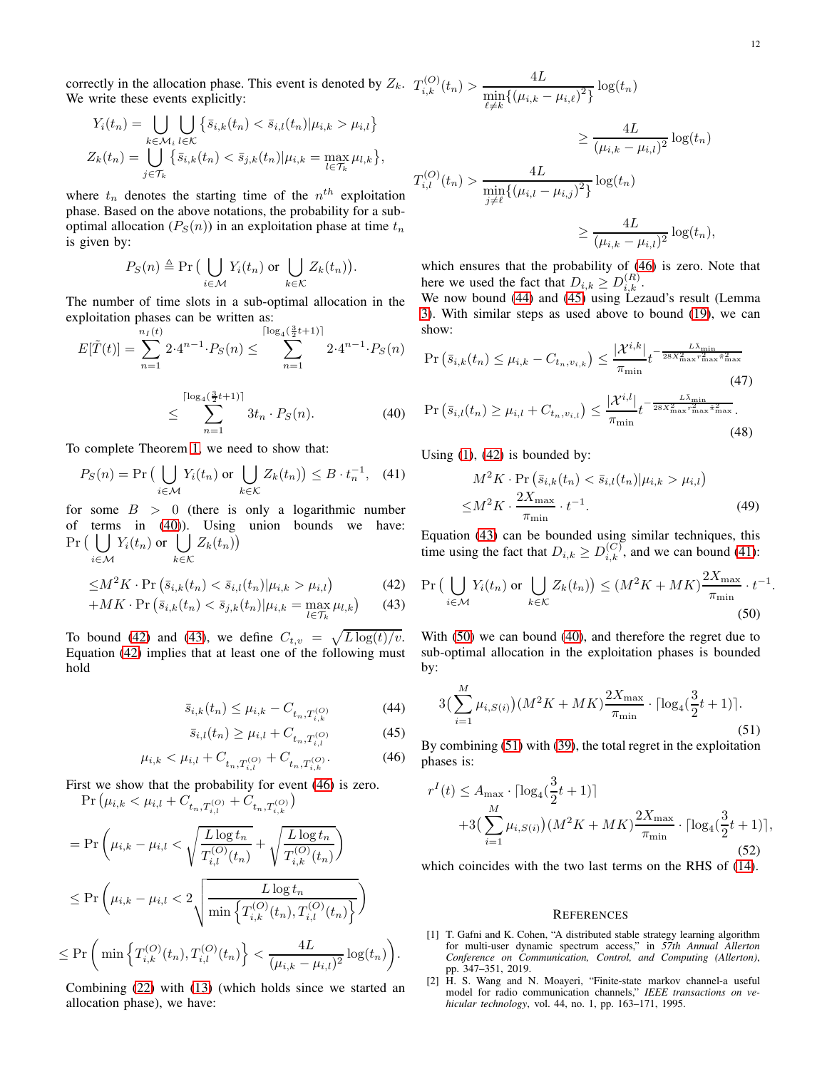correctly in the allocation phase. This event is denoted by $Z_k$. We write these events explicitly:

$$Y_i(t_n) = \bigcup_{k\in\mathcal{M}_i}\bigcup_{l\in\mathcal{K}}\left\{\bar{s}_{i,k}(t_n) < \bar{s}_{i,l}(t_n) | \mu_{i,k} > \mu_{i,l}\right\}$$
$$Z_k(t_n) = \bigcup_{j\in\mathcal{T}_k}\left\{\bar{s}_{i,k}(t_n) < \bar{s}_{j,k}(t_n) | \mu_{i,k} = \max_{l\in\mathcal{T}_k}\mu_{l,k}\right\},$$

where $t_n$ denotes the starting time of the $n^{th}$ exploitation phase. Based on the above notations, the probability for a sub-optimal allocation ($P_S(n)$) in an exploitation phase at time $t_n$ is given by:

$$P_S(n) \triangleq \Pr\big(\bigcup_{i\in\mathcal{M}} Y_i(t_n) \text{ or } \bigcup_{k\in\mathcal{K}} Z_k(t_n)\big).$$

The number of time slots in a sub-optimal allocation in the exploitation phases can be written as:

$$E[\tilde{T}(t)] = \sum_{n=1}^{n_I(t)} 2\cdot 4^{n-1}\cdot P_S(n) \leq \sum_{n=1}^{\lceil \log_4(\frac{3}{2}t+1)\rceil} 2\cdot 4^{n-1}\cdot P_S(n)$$
$$\leq \sum_{n=1}^{\lceil \log_4(\frac{3}{2}t+1)\rceil} 3t_n\cdot P_S(n). \tag{40}$$

To complete Theorem 1, we need to show that:

$$P_S(n) = \Pr\big(\bigcup_{i\in\mathcal{M}} Y_i(t_n) \text{ or } \bigcup_{k\in\mathcal{K}} Z_k(t_n)\big) \leq B\cdot t_n^{-1}, \tag{41}$$

for some $B > 0$ (there is only a logarithmic number of terms in (40)). Using union bounds we have: $\Pr\big(\bigcup_{i\in\mathcal{M}} Y_i(t_n) \text{ or } \bigcup_{k\in\mathcal{K}} Z_k(t_n)\big)$

$$\leq M^2K\cdot\Pr\left(\bar{s}_{i,k}(t_n) < \bar{s}_{i,l}(t_n) | \mu_{i,k} > \mu_{i,l}\right) \tag{42}$$
$$+MK\cdot\Pr\left(\bar{s}_{i,k}(t_n) < \bar{s}_{j,k}(t_n) | \mu_{i,k} = \max_{l\in\mathcal{T}_k}\mu_{l,k}\right) \tag{43}$$

To bound (42) and (43), we define $C_{t,v} = \sqrt{L\log(t)/v}$. Equation (42) implies that at least one of the following must hold

$$\bar{s}_{i,k}(t_n) \leq \mu_{i,k} - C_{t_n, T_{i,k}^{(O)}} \tag{44}$$
$$\bar{s}_{i,l}(t_n) \geq \mu_{i,l} + C_{t_n, T_{i,l}^{(O)}} \tag{45}$$
$$\mu_{i,k} < \mu_{i,l} + C_{t_n, T_{i,l}^{(O)}} + C_{t_n, T_{i,k}^{(O)}}. \tag{46}$$

First we show that the probability for event (46) is zero.
$\Pr\left(\mu_{i,k} < \mu_{i,l} + C_{t_n, T_{i,l}^{(O)}} + C_{t_n, T_{i,k}^{(O)}}\right)$

$$= \Pr\left(\mu_{i,k} - \mu_{i,l} < \sqrt{\frac{L\log t_n}{T_{i,l}^{(O)}(t_n)}} + \sqrt{\frac{L\log t_n}{T_{i,k}^{(O)}(t_n)}}\right)$$
$$\leq \Pr\left(\mu_{i,k} - \mu_{i,l} < 2\sqrt{\frac{L\log t_n}{\min\left\{T_{i,k}^{(O)}(t_n), T_{i,l}^{(O)}(t_n)\right\}}}\right)$$
$$\leq \Pr\left(\min\left\{T_{i,k}^{(O)}(t_n), T_{i,l}^{(O)}(t_n)\right\} < \frac{4L}{(\mu_{i,k}-\mu_{i,l})^2}\log(t_n)\right).$$

Combining (22) with (13) (which holds since we started an allocation phase), we have:

$$T_{i,k}^{(O)}(t_n) > \frac{4L}{\min\limits_{\ell\neq k}\{(\mu_{i,k}-\mu_{i,\ell})^2\}}\log(t_n)$$
$$\geq \frac{4L}{(\mu_{i,k}-\mu_{i,l})^2}\log(t_n)$$
$$T_{i,l}^{(O)}(t_n) > \frac{4L}{\min\limits_{j\neq\ell}\{(\mu_{i,l}-\mu_{i,j})^2\}}\log(t_n)$$
$$\geq \frac{4L}{(\mu_{i,k}-\mu_{i,l})^2}\log(t_n),$$

which ensures that the probability of (46) is zero. Note that here we used the fact that $D_{i,k} \geq D_{i,k}^{(R)}$.
We now bound (44) and (45) using Lezaud's result (Lemma 3). With similar steps as used above to bound (19), we can show:

$$\Pr\left(\bar{s}_{i,k}(t_n) \leq \mu_{i,k} - C_{t_n, v_{i,k}}\right) \leq \frac{|\mathcal{X}^{i,k}|}{\pi_{\min}} t^{-\frac{L\bar{\lambda}_{\min}}{28X_{\max}^2 r_{\max}^2 \hat{\pi}_{\max}^2}} \tag{47}$$
$$\Pr\left(\bar{s}_{i,l}(t_n) \geq \mu_{i,l} + C_{t_n, v_{i,l}}\right) \leq \frac{|\mathcal{X}^{i,l}|}{\pi_{\min}} t^{-\frac{L\bar{\lambda}_{\min}}{28X_{\max}^2 r_{\max}^2 \hat{\pi}_{\max}^2}}. \tag{48}$$

Using (1), (42) is bounded by:

$$M^2K\cdot\Pr\left(\bar{s}_{i,k}(t_n) < \bar{s}_{i,l}(t_n) | \mu_{i,k} > \mu_{i,l}\right)$$
$$\leq M^2K\cdot\frac{2X_{\max}}{\pi_{\min}}\cdot t^{-1}. \tag{49}$$

Equation (43) can be bounded using similar techniques, this time using the fact that $D_{i,k} \geq D_{i,k}^{(C)}$, and we can bound (41):

$$\Pr\big(\bigcup_{i\in\mathcal{M}} Y_i(t_n) \text{ or } \bigcup_{k\in\mathcal{K}} Z_k(t_n)\big) \leq (M^2K + MK)\frac{2X_{\max}}{\pi_{\min}}\cdot t^{-1}. \tag{50}$$

With (50) we can bound (40), and therefore the regret due to sub-optimal allocation in the exploitation phases is bounded by:

$$3\big(\sum_{i=1}^{M}\mu_{i,S(i)}\big)(M^2K+MK)\frac{2X_{\max}}{\pi_{\min}}\cdot\lceil\log_4(\frac{3}{2}t+1)\rceil. \tag{51}$$

By combining (51) with (39), the total regret in the exploitation phases is:

$$r^I(t) \leq A_{\max}\cdot\lceil\log_4(\frac{3}{2}t+1)\rceil$$
$$+3\big(\sum_{i=1}^{M}\mu_{i,S(i)}\big)(M^2K+MK)\frac{2X_{\max}}{\pi_{\min}}\cdot\lceil\log_4(\frac{3}{2}t+1)\rceil, \tag{52}$$

which coincides with the two last terms on the RHS of (14).

## References

[1] T. Gafni and K. Cohen, "A distributed stable strategy learning algorithm for multi-user dynamic spectrum access," in *57th Annual Allerton Conference on Communication, Control, and Computing (Allerton)*, pp. 347–351, 2019.

[2] H. S. Wang and N. Moayeri, "Finite-state markov channel-a useful model for radio communication channels," *IEEE transactions on vehicular technology*, vol. 44, no. 1, pp. 163–171, 1995.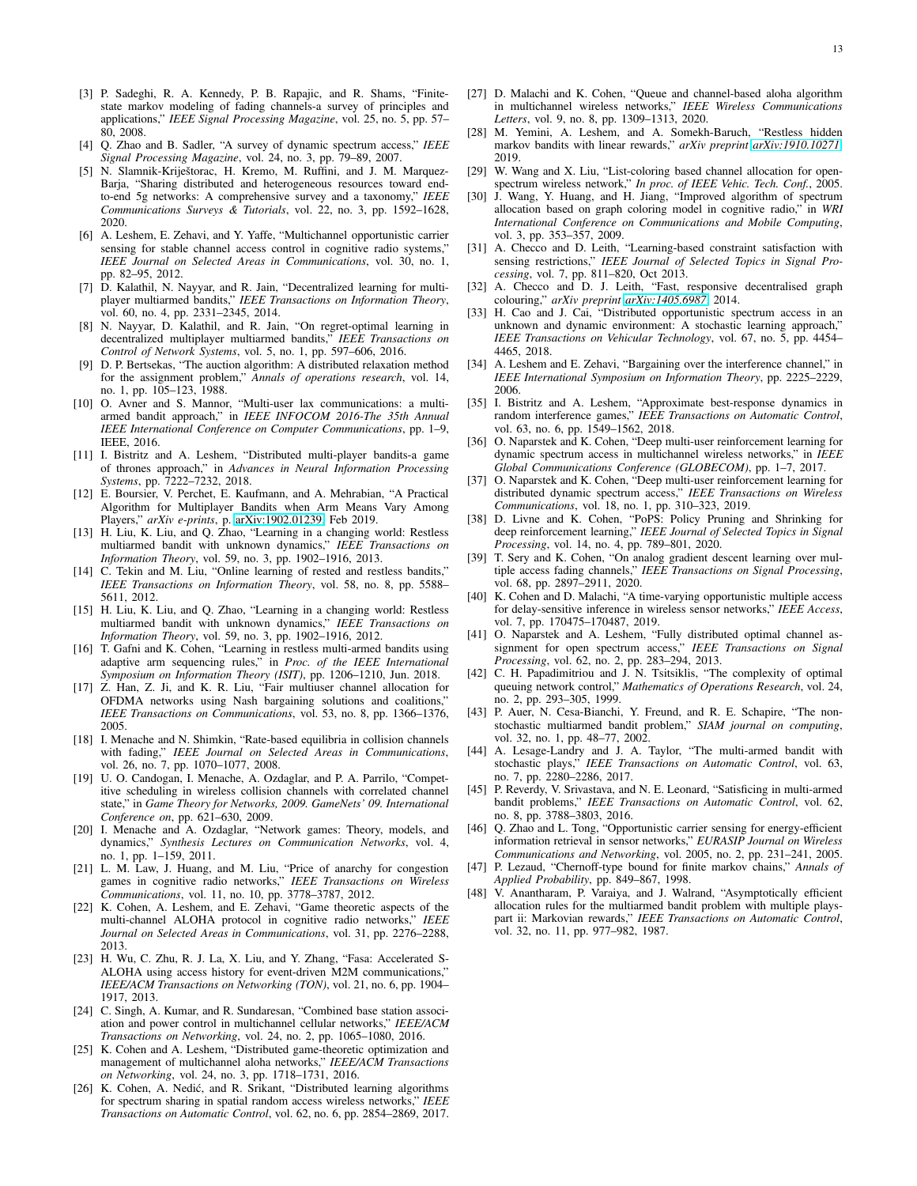[3] P. Sadeghi, R. A. Kennedy, P. B. Rapajic, and R. Shams, "Finite-state markov modeling of fading channels-a survey of principles and applications," *IEEE Signal Processing Magazine*, vol. 25, no. 5, pp. 57–80, 2008.

[4] Q. Zhao and B. Sadler, "A survey of dynamic spectrum access," *IEEE Signal Processing Magazine*, vol. 24, no. 3, pp. 79–89, 2007.

[5] N. Slamnik-Kriještorac, H. Kremo, M. Ruffini, and J. M. Marquez-Barja, "Sharing distributed and heterogeneous resources toward end-to-end 5g networks: A comprehensive survey and a taxonomy," *IEEE Communications Surveys & Tutorials*, vol. 22, no. 3, pp. 1592–1628, 2020.

[6] A. Leshem, E. Zehavi, and Y. Yaffe, "Multichannel opportunistic carrier sensing for stable channel access control in cognitive radio systems," *IEEE Journal on Selected Areas in Communications*, vol. 30, no. 1, pp. 82–95, 2012.

[7] D. Kalathil, N. Nayyar, and R. Jain, "Decentralized learning for multi-player multiarmed bandits," *IEEE Transactions on Information Theory*, vol. 60, no. 4, pp. 2331–2345, 2014.

[8] N. Nayyar, D. Kalathil, and R. Jain, "On regret-optimal learning in decentralized multiplayer multiarmed bandits," *IEEE Transactions on Control of Network Systems*, vol. 5, no. 1, pp. 597–606, 2016.

[9] D. P. Bertsekas, "The auction algorithm: A distributed relaxation method for the assignment problem," *Annals of operations research*, vol. 14, no. 1, pp. 105–123, 1988.

[10] O. Avner and S. Mannor, "Multi-user lax communications: a multi-armed bandit approach," in *IEEE INFOCOM 2016-The 35th Annual IEEE International Conference on Computer Communications*, pp. 1–9, IEEE, 2016.

[11] I. Bistritz and A. Leshem, "Distributed multi-player bandits-a game of thrones approach," in *Advances in Neural Information Processing Systems*, pp. 7222–7232, 2018.

[12] E. Boursier, V. Perchet, E. Kaufmann, and A. Mehrabian, "A Practical Algorithm for Multiplayer Bandits when Arm Means Vary Among Players," *arXiv e-prints*, p. arXiv:1902.01239, Feb 2019.

[13] H. Liu, K. Liu, and Q. Zhao, "Learning in a changing world: Restless multiarmed bandit with unknown dynamics," *IEEE Transactions on Information Theory*, vol. 59, no. 3, pp. 1902–1916, 2013.

[14] C. Tekin and M. Liu, "Online learning of rested and restless bandits," *IEEE Transactions on Information Theory*, vol. 58, no. 8, pp. 5588–5611, 2012.

[15] H. Liu, K. Liu, and Q. Zhao, "Learning in a changing world: Restless multiarmed bandit with unknown dynamics," *IEEE Transactions on Information Theory*, vol. 59, no. 3, pp. 1902–1916, 2012.

[16] T. Gafni and K. Cohen, "Learning in restless multi-armed bandits using adaptive arm sequencing rules," in *Proc. of the IEEE International Symposium on Information Theory (ISIT)*, pp. 1206–1210, Jun. 2018.

[17] Z. Han, Z. Ji, and K. R. Liu, "Fair multiuser channel allocation for OFDMA networks using Nash bargaining solutions and coalitions," *IEEE Transactions on Communications*, vol. 53, no. 8, pp. 1366–1376, 2005.

[18] I. Menache and N. Shimkin, "Rate-based equilibria in collision channels with fading," *IEEE Journal on Selected Areas in Communications*, vol. 26, no. 7, pp. 1070–1077, 2008.

[19] U. O. Candogan, I. Menache, A. Ozdaglar, and P. A. Parrilo, "Competitive scheduling in wireless collision channels with correlated channel state," in *Game Theory for Networks, 2009. GameNets' 09. International Conference on*, pp. 621–630, 2009.

[20] I. Menache and A. Ozdaglar, "Network games: Theory, models, and dynamics," *Synthesis Lectures on Communication Networks*, vol. 4, no. 1, pp. 1–159, 2011.

[21] L. M. Law, J. Huang, and M. Liu, "Price of anarchy for congestion games in cognitive radio networks," *IEEE Transactions on Wireless Communications*, vol. 11, no. 10, pp. 3778–3787, 2012.

[22] K. Cohen, A. Leshem, and E. Zehavi, "Game theoretic aspects of the multi-channel ALOHA protocol in cognitive radio networks," *IEEE Journal on Selected Areas in Communications*, vol. 31, pp. 2276–2288, 2013.

[23] H. Wu, C. Zhu, R. J. La, X. Liu, and Y. Zhang, "Fasa: Accelerated S-ALOHA using access history for event-driven M2M communications," *IEEE/ACM Transactions on Networking (TON)*, vol. 21, no. 6, pp. 1904–1917, 2013.

[24] C. Singh, A. Kumar, and R. Sundaresan, "Combined base station association and power control in multichannel cellular networks," *IEEE/ACM Transactions on Networking*, vol. 24, no. 2, pp. 1065–1080, 2016.

[25] K. Cohen and A. Leshem, "Distributed game-theoretic optimization and management of multichannel aloha networks," *IEEE/ACM Transactions on Networking*, vol. 24, no. 3, pp. 1718–1731, 2016.

[26] K. Cohen, A. Nedić, and R. Srikant, "Distributed learning algorithms for spectrum sharing in spatial random access wireless networks," *IEEE Transactions on Automatic Control*, vol. 62, no. 6, pp. 2854–2869, 2017.

[27] D. Malachi and K. Cohen, "Queue and channel-based aloha algorithm in multichannel wireless networks," *IEEE Wireless Communications Letters*, vol. 9, no. 8, pp. 1309–1313, 2020.

[28] M. Yemini, A. Leshem, and A. Somekh-Baruch, "Restless hidden markov bandits with linear rewards," *arXiv preprint* arXiv:1910.10271, 2019.

[29] W. Wang and X. Liu, "List-coloring based channel allocation for open-spectrum wireless network," *In proc. of IEEE Vehic. Tech. Conf.*, 2005.

[30] J. Wang, Y. Huang, and H. Jiang, "Improved algorithm of spectrum allocation based on graph coloring model in cognitive radio," in *WRI International Conference on Communications and Mobile Computing*, vol. 3, pp. 353–357, 2009.

[31] A. Checco and D. Leith, "Learning-based constraint satisfaction with sensing restrictions," *IEEE Journal of Selected Topics in Signal Processing*, vol. 7, pp. 811–820, Oct 2013.

[32] A. Checco and D. J. Leith, "Fast, responsive decentralised graph colouring," *arXiv preprint* arXiv:1405.6987, 2014.

[33] H. Cao and J. Cai, "Distributed opportunistic spectrum access in an unknown and dynamic environment: A stochastic learning approach," *IEEE Transactions on Vehicular Technology*, vol. 67, no. 5, pp. 4454–4465, 2018.

[34] A. Leshem and E. Zehavi, "Bargaining over the interference channel," in *IEEE International Symposium on Information Theory*, pp. 2225–2229, 2006.

[35] I. Bistritz and A. Leshem, "Approximate best-response dynamics in random interference games," *IEEE Transactions on Automatic Control*, vol. 63, no. 6, pp. 1549–1562, 2018.

[36] O. Naparstek and K. Cohen, "Deep multi-user reinforcement learning for dynamic spectrum access in multichannel wireless networks," in *IEEE Global Communications Conference (GLOBECOM)*, pp. 1–7, 2017.

[37] O. Naparstek and K. Cohen, "Deep multi-user reinforcement learning for distributed dynamic spectrum access," *IEEE Transactions on Wireless Communications*, vol. 18, no. 1, pp. 310–323, 2019.

[38] D. Livne and K. Cohen, "PoPS: Policy Pruning and Shrinking for deep reinforcement learning," *IEEE Journal of Selected Topics in Signal Processing*, vol. 14, no. 4, pp. 789–801, 2020.

[39] T. Sery and K. Cohen, "On analog gradient descent learning over multiple access fading channels," *IEEE Transactions on Signal Processing*, vol. 68, pp. 2897–2911, 2020.

[40] K. Cohen and D. Malachi, "A time-varying opportunistic multiple access for delay-sensitive inference in wireless sensor networks," *IEEE Access*, vol. 7, pp. 170475–170487, 2019.

[41] O. Naparstek and A. Leshem, "Fully distributed optimal channel assignment for open spectrum access," *IEEE Transactions on Signal Processing*, vol. 62, no. 2, pp. 283–294, 2013.

[42] C. H. Papadimitriou and J. N. Tsitsiklis, "The complexity of optimal queuing network control," *Mathematics of Operations Research*, vol. 24, no. 2, pp. 293–305, 1999.

[43] P. Auer, N. Cesa-Bianchi, Y. Freund, and R. E. Schapire, "The non-stochastic multiarmed bandit problem," *SIAM journal on computing*, vol. 32, no. 1, pp. 48–77, 2002.

[44] A. Lesage-Landry and J. A. Taylor, "The multi-armed bandit with stochastic plays," *IEEE Transactions on Automatic Control*, vol. 63, no. 7, pp. 2280–2286, 2017.

[45] P. Reverdy, V. Srivastava, and N. E. Leonard, "Satisficing in multi-armed bandit problems," *IEEE Transactions on Automatic Control*, vol. 62, no. 8, pp. 3788–3803, 2016.

[46] Q. Zhao and L. Tong, "Opportunistic carrier sensing for energy-efficient information retrieval in sensor networks," *EURASIP Journal on Wireless Communications and Networking*, vol. 2005, no. 2, pp. 231–241, 2005.

[47] P. Lezaud, "Chernoff-type bound for finite markov chains," *Annals of Applied Probability*, pp. 849–867, 1998.

[48] V. Anantharam, P. Varaiya, and J. Walrand, "Asymptotically efficient allocation rules for the multiarmed bandit problem with multiple plays-part ii: Markovian rewards," *IEEE Transactions on Automatic Control*, vol. 32, no. 11, pp. 977–982, 1987.